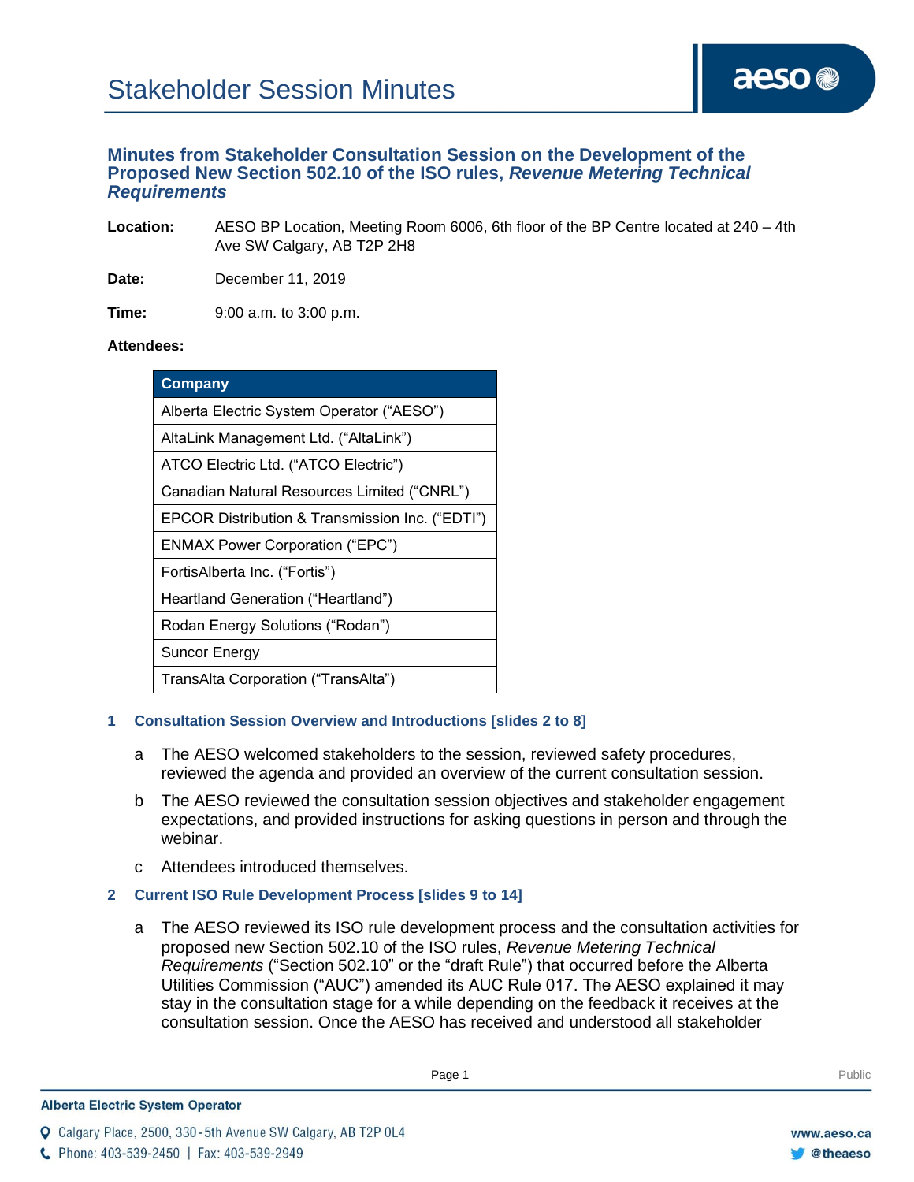# Stakeholder Session Minutes

## Minutes from Stakeholder Consultation Session on the Development of the Proposed New Section 502.10 of the ISO rules, *Revenue Metering Technical Requirements*

**Location:** AESO BP Location, Meeting Room 6006, 6th floor of the BP Centre located at 240 – 4th Ave SW Calgary, AB T2P 2H8

**Date:** December 11, 2019

**Time:** 9:00 a.m. to 3:00 p.m.

**Attendees:**

| Company |
|---|
| Alberta Electric System Operator ("AESO") |
| AltaLink Management Ltd. ("AltaLink") |
| ATCO Electric Ltd. ("ATCO Electric") |
| Canadian Natural Resources Limited ("CNRL") |
| EPCOR Distribution & Transmission Inc. ("EDTI") |
| ENMAX Power Corporation ("EPC") |
| FortisAlberta Inc. ("Fortis") |
| Heartland Generation ("Heartland") |
| Rodan Energy Solutions ("Rodan") |
| Suncor Energy |
| TransAlta Corporation ("TransAlta") |

### 1 Consultation Session Overview and Introductions [slides 2 to 8]

a The AESO welcomed stakeholders to the session, reviewed safety procedures, reviewed the agenda and provided an overview of the current consultation session.

b The AESO reviewed the consultation session objectives and stakeholder engagement expectations, and provided instructions for asking questions in person and through the webinar.

c Attendees introduced themselves.

### 2 Current ISO Rule Development Process [slides 9 to 14]

a The AESO reviewed its ISO rule development process and the consultation activities for proposed new Section 502.10 of the ISO rules, *Revenue Metering Technical Requirements* ("Section 502.10" or the "draft Rule") that occurred before the Alberta Utilities Commission ("AUC") amended its AUC Rule 017. The AESO explained it may stay in the consultation stage for a while depending on the feedback it receives at the consultation session. Once the AESO has received and understood all stakeholder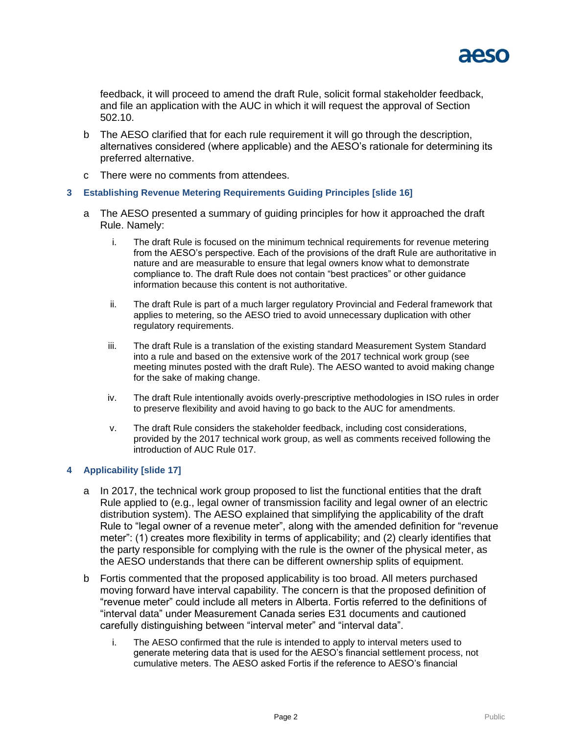feedback, it will proceed to amend the draft Rule, solicit formal stakeholder feedback, and file an application with the AUC in which it will request the approval of Section 502.10.

b The AESO clarified that for each rule requirement it will go through the description, alternatives considered (where applicable) and the AESO's rationale for determining its preferred alternative.

c There were no comments from attendees.

### 3 Establishing Revenue Metering Requirements Guiding Principles [slide 16]

a The AESO presented a summary of guiding principles for how it approached the draft Rule. Namely:

  i. The draft Rule is focused on the minimum technical requirements for revenue metering from the AESO's perspective. Each of the provisions of the draft Rule are authoritative in nature and are measurable to ensure that legal owners know what to demonstrate compliance to. The draft Rule does not contain "best practices" or other guidance information because this content is not authoritative.

  ii. The draft Rule is part of a much larger regulatory Provincial and Federal framework that applies to metering, so the AESO tried to avoid unnecessary duplication with other regulatory requirements.

  iii. The draft Rule is a translation of the existing standard Measurement System Standard into a rule and based on the extensive work of the 2017 technical work group (see meeting minutes posted with the draft Rule). The AESO wanted to avoid making change for the sake of making change.

  iv. The draft Rule intentionally avoids overly-prescriptive methodologies in ISO rules in order to preserve flexibility and avoid having to go back to the AUC for amendments.

  v. The draft Rule considers the stakeholder feedback, including cost considerations, provided by the 2017 technical work group, as well as comments received following the introduction of AUC Rule 017.

### 4 Applicability [slide 17]

a In 2017, the technical work group proposed to list the functional entities that the draft Rule applied to (e.g., legal owner of transmission facility and legal owner of an electric distribution system). The AESO explained that simplifying the applicability of the draft Rule to "legal owner of a revenue meter", along with the amended definition for "revenue meter": (1) creates more flexibility in terms of applicability; and (2) clearly identifies that the party responsible for complying with the rule is the owner of the physical meter, as the AESO understands that there can be different ownership splits of equipment.

b Fortis commented that the proposed applicability is too broad. All meters purchased moving forward have interval capability. The concern is that the proposed definition of "revenue meter" could include all meters in Alberta. Fortis referred to the definitions of "interval data" under Measurement Canada series E31 documents and cautioned carefully distinguishing between "interval meter" and "interval data".

  i. The AESO confirmed that the rule is intended to apply to interval meters used to generate metering data that is used for the AESO's financial settlement process, not cumulative meters. The AESO asked Fortis if the reference to AESO's financial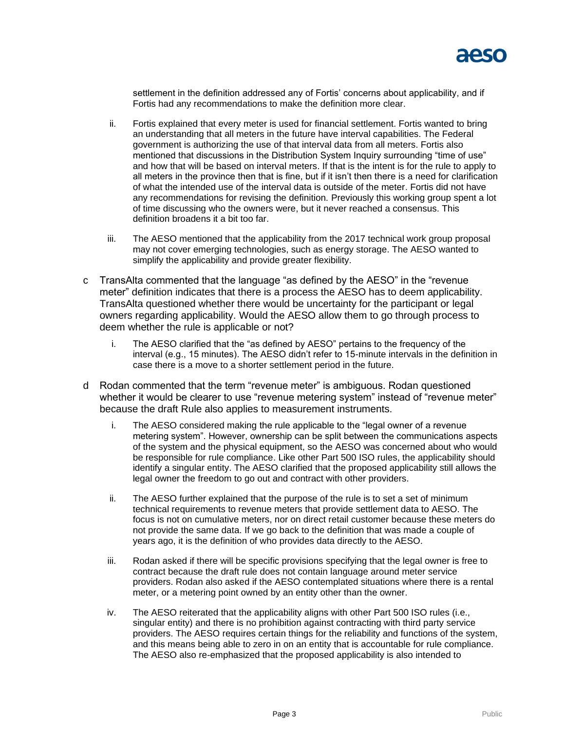settlement in the definition addressed any of Fortis' concerns about applicability, and if Fortis had any recommendations to make the definition more clear.

ii. Fortis explained that every meter is used for financial settlement. Fortis wanted to bring an understanding that all meters in the future have interval capabilities. The Federal government is authorizing the use of that interval data from all meters. Fortis also mentioned that discussions in the Distribution System Inquiry surrounding "time of use" and how that will be based on interval meters. If that is the intent is for the rule to apply to all meters in the province then that is fine, but if it isn't then there is a need for clarification of what the intended use of the interval data is outside of the meter. Fortis did not have any recommendations for revising the definition. Previously this working group spent a lot of time discussing who the owners were, but it never reached a consensus. This definition broadens it a bit too far.

iii. The AESO mentioned that the applicability from the 2017 technical work group proposal may not cover emerging technologies, such as energy storage. The AESO wanted to simplify the applicability and provide greater flexibility.

c TransAlta commented that the language "as defined by the AESO" in the "revenue meter" definition indicates that there is a process the AESO has to deem applicability. TransAlta questioned whether there would be uncertainty for the participant or legal owners regarding applicability. Would the AESO allow them to go through process to deem whether the rule is applicable or not?

   i. The AESO clarified that the "as defined by AESO" pertains to the frequency of the interval (e.g., 15 minutes). The AESO didn't refer to 15-minute intervals in the definition in case there is a move to a shorter settlement period in the future.

d Rodan commented that the term "revenue meter" is ambiguous. Rodan questioned whether it would be clearer to use "revenue metering system" instead of "revenue meter" because the draft Rule also applies to measurement instruments.

   i. The AESO considered making the rule applicable to the "legal owner of a revenue metering system". However, ownership can be split between the communications aspects of the system and the physical equipment, so the AESO was concerned about who would be responsible for rule compliance. Like other Part 500 ISO rules, the applicability should identify a singular entity. The AESO clarified that the proposed applicability still allows the legal owner the freedom to go out and contract with other providers.

   ii. The AESO further explained that the purpose of the rule is to set a set of minimum technical requirements to revenue meters that provide settlement data to AESO. The focus is not on cumulative meters, nor on direct retail customer because these meters do not provide the same data. If we go back to the definition that was made a couple of years ago, it is the definition of who provides data directly to the AESO.

   iii. Rodan asked if there will be specific provisions specifying that the legal owner is free to contract because the draft rule does not contain language around meter service providers. Rodan also asked if the AESO contemplated situations where there is a rental meter, or a metering point owned by an entity other than the owner.

   iv. The AESO reiterated that the applicability aligns with other Part 500 ISO rules (i.e., singular entity) and there is no prohibition against contracting with third party service providers. The AESO requires certain things for the reliability and functions of the system, and this means being able to zero in on an entity that is accountable for rule compliance. The AESO also re-emphasized that the proposed applicability is also intended to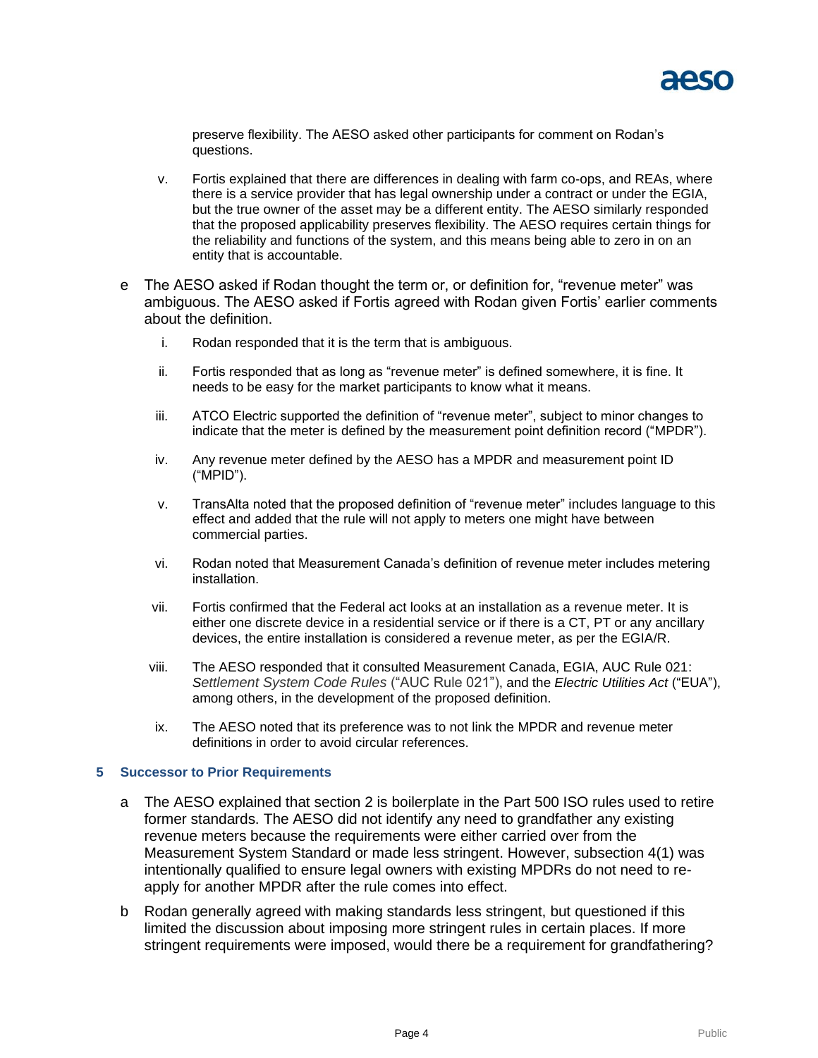preserve flexibility. The AESO asked other participants for comment on Rodan's questions.

v. Fortis explained that there are differences in dealing with farm co-ops, and REAs, where there is a service provider that has legal ownership under a contract or under the EGIA, but the true owner of the asset may be a different entity. The AESO similarly responded that the proposed applicability preserves flexibility. The AESO requires certain things for the reliability and functions of the system, and this means being able to zero in on an entity that is accountable.

e The AESO asked if Rodan thought the term or, or definition for, "revenue meter" was ambiguous. The AESO asked if Fortis agreed with Rodan given Fortis' earlier comments about the definition.

i. Rodan responded that it is the term that is ambiguous.

ii. Fortis responded that as long as "revenue meter" is defined somewhere, it is fine. It needs to be easy for the market participants to know what it means.

iii. ATCO Electric supported the definition of "revenue meter", subject to minor changes to indicate that the meter is defined by the measurement point definition record ("MPDR").

iv. Any revenue meter defined by the AESO has a MPDR and measurement point ID ("MPID").

v. TransAlta noted that the proposed definition of "revenue meter" includes language to this effect and added that the rule will not apply to meters one might have between commercial parties.

vi. Rodan noted that Measurement Canada's definition of revenue meter includes metering installation.

vii. Fortis confirmed that the Federal act looks at an installation as a revenue meter. It is either one discrete device in a residential service or if there is a CT, PT or any ancillary devices, the entire installation is considered a revenue meter, as per the EGIA/R.

viii. The AESO responded that it consulted Measurement Canada, EGIA, AUC Rule 021: *Settlement System Code Rules* ("AUC Rule 021"), and the *Electric Utilities Act* ("EUA"), among others, in the development of the proposed definition.

ix. The AESO noted that its preference was to not link the MPDR and revenue meter definitions in order to avoid circular references.

### 5 Successor to Prior Requirements

a The AESO explained that section 2 is boilerplate in the Part 500 ISO rules used to retire former standards. The AESO did not identify any need to grandfather any existing revenue meters because the requirements were either carried over from the Measurement System Standard or made less stringent. However, subsection 4(1) was intentionally qualified to ensure legal owners with existing MPDRs do not need to re-apply for another MPDR after the rule comes into effect.

b Rodan generally agreed with making standards less stringent, but questioned if this limited the discussion about imposing more stringent rules in certain places. If more stringent requirements were imposed, would there be a requirement for grandfathering?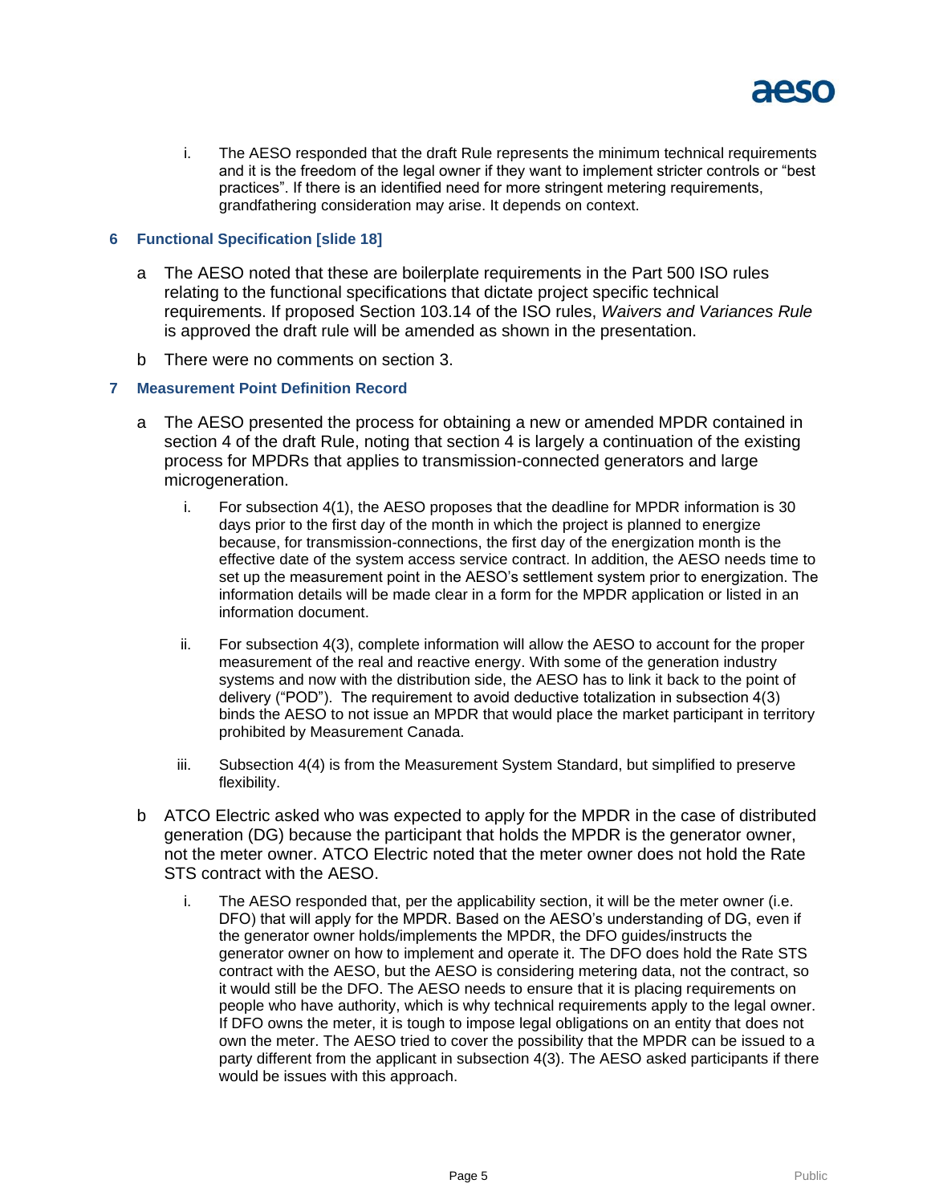i. The AESO responded that the draft Rule represents the minimum technical requirements and it is the freedom of the legal owner if they want to implement stricter controls or "best practices". If there is an identified need for more stringent metering requirements, grandfathering consideration may arise. It depends on context.

### 6 Functional Specification [slide 18]

a The AESO noted that these are boilerplate requirements in the Part 500 ISO rules relating to the functional specifications that dictate project specific technical requirements. If proposed Section 103.14 of the ISO rules, *Waivers and Variances Rule* is approved the draft rule will be amended as shown in the presentation.

b There were no comments on section 3.

### 7 Measurement Point Definition Record

a The AESO presented the process for obtaining a new or amended MPDR contained in section 4 of the draft Rule, noting that section 4 is largely a continuation of the existing process for MPDRs that applies to transmission-connected generators and large microgeneration.

i. For subsection 4(1), the AESO proposes that the deadline for MPDR information is 30 days prior to the first day of the month in which the project is planned to energize because, for transmission-connections, the first day of the energization month is the effective date of the system access service contract. In addition, the AESO needs time to set up the measurement point in the AESO's settlement system prior to energization. The information details will be made clear in a form for the MPDR application or listed in an information document.

ii. For subsection 4(3), complete information will allow the AESO to account for the proper measurement of the real and reactive energy. With some of the generation industry systems and now with the distribution side, the AESO has to link it back to the point of delivery ("POD"). The requirement to avoid deductive totalization in subsection 4(3) binds the AESO to not issue an MPDR that would place the market participant in territory prohibited by Measurement Canada.

iii. Subsection 4(4) is from the Measurement System Standard, but simplified to preserve flexibility.

b ATCO Electric asked who was expected to apply for the MPDR in the case of distributed generation (DG) because the participant that holds the MPDR is the generator owner, not the meter owner. ATCO Electric noted that the meter owner does not hold the Rate STS contract with the AESO.

i. The AESO responded that, per the applicability section, it will be the meter owner (i.e. DFO) that will apply for the MPDR. Based on the AESO's understanding of DG, even if the generator owner holds/implements the MPDR, the DFO guides/instructs the generator owner on how to implement and operate it. The DFO does hold the Rate STS contract with the AESO, but the AESO is considering metering data, not the contract, so it would still be the DFO. The AESO needs to ensure that it is placing requirements on people who have authority, which is why technical requirements apply to the legal owner. If DFO owns the meter, it is tough to impose legal obligations on an entity that does not own the meter. The AESO tried to cover the possibility that the MPDR can be issued to a party different from the applicant in subsection 4(3). The AESO asked participants if there would be issues with this approach.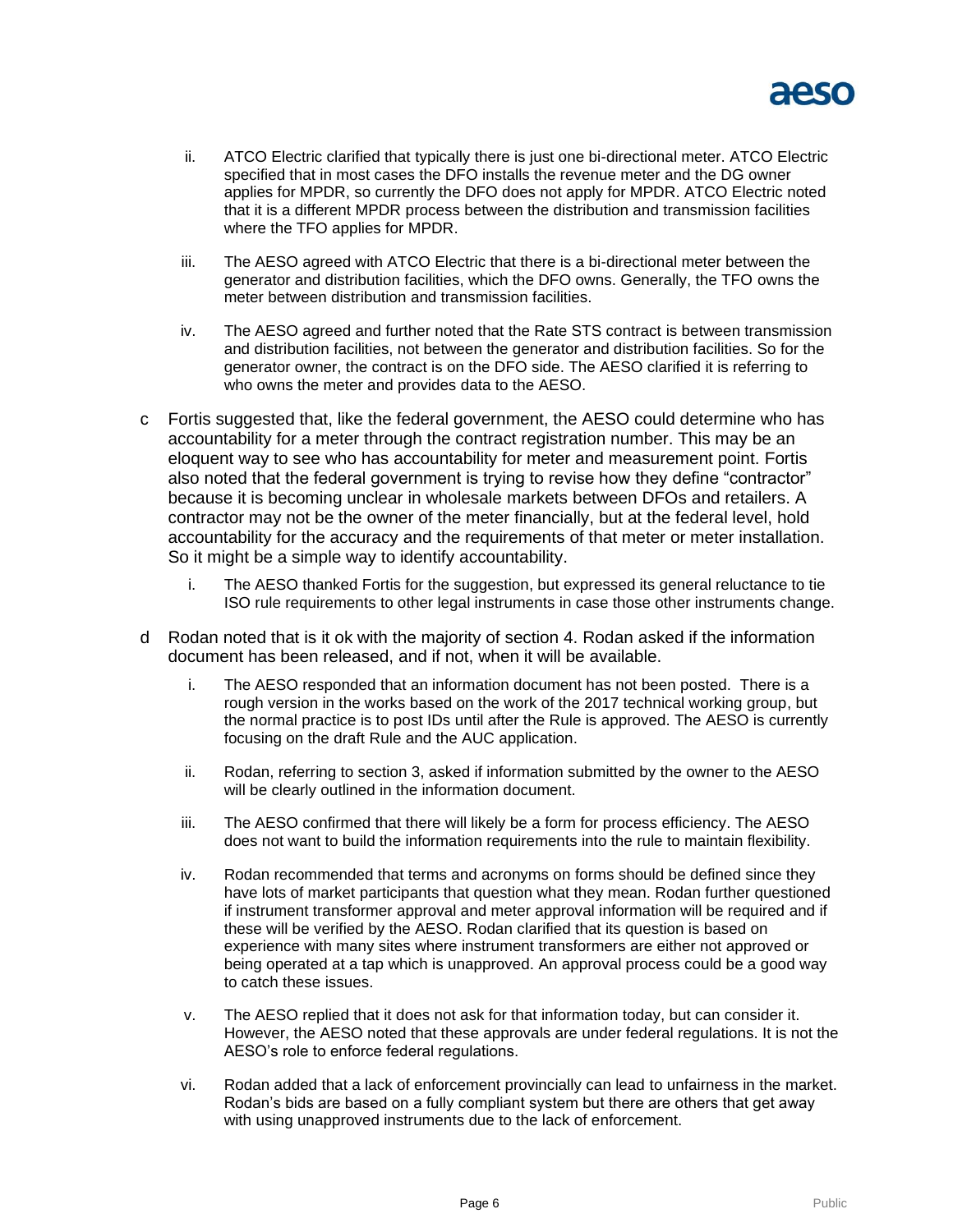ii. ATCO Electric clarified that typically there is just one bi-directional meter. ATCO Electric specified that in most cases the DFO installs the revenue meter and the DG owner applies for MPDR, so currently the DFO does not apply for MPDR. ATCO Electric noted that it is a different MPDR process between the distribution and transmission facilities where the TFO applies for MPDR.

iii. The AESO agreed with ATCO Electric that there is a bi-directional meter between the generator and distribution facilities, which the DFO owns. Generally, the TFO owns the meter between distribution and transmission facilities.

iv. The AESO agreed and further noted that the Rate STS contract is between transmission and distribution facilities, not between the generator and distribution facilities. So for the generator owner, the contract is on the DFO side. The AESO clarified it is referring to who owns the meter and provides data to the AESO.

c Fortis suggested that, like the federal government, the AESO could determine who has accountability for a meter through the contract registration number. This may be an eloquent way to see who has accountability for meter and measurement point. Fortis also noted that the federal government is trying to revise how they define "contractor" because it is becoming unclear in wholesale markets between DFOs and retailers. A contractor may not be the owner of the meter financially, but at the federal level, hold accountability for the accuracy and the requirements of that meter or meter installation. So it might be a simple way to identify accountability.

i. The AESO thanked Fortis for the suggestion, but expressed its general reluctance to tie ISO rule requirements to other legal instruments in case those other instruments change.

d Rodan noted that is it ok with the majority of section 4. Rodan asked if the information document has been released, and if not, when it will be available.

i. The AESO responded that an information document has not been posted. There is a rough version in the works based on the work of the 2017 technical working group, but the normal practice is to post IDs until after the Rule is approved. The AESO is currently focusing on the draft Rule and the AUC application.

ii. Rodan, referring to section 3, asked if information submitted by the owner to the AESO will be clearly outlined in the information document.

iii. The AESO confirmed that there will likely be a form for process efficiency. The AESO does not want to build the information requirements into the rule to maintain flexibility.

iv. Rodan recommended that terms and acronyms on forms should be defined since they have lots of market participants that question what they mean. Rodan further questioned if instrument transformer approval and meter approval information will be required and if these will be verified by the AESO. Rodan clarified that its question is based on experience with many sites where instrument transformers are either not approved or being operated at a tap which is unapproved. An approval process could be a good way to catch these issues.

v. The AESO replied that it does not ask for that information today, but can consider it. However, the AESO noted that these approvals are under federal regulations. It is not the AESO's role to enforce federal regulations.

vi. Rodan added that a lack of enforcement provincially can lead to unfairness in the market. Rodan's bids are based on a fully compliant system but there are others that get away with using unapproved instruments due to the lack of enforcement.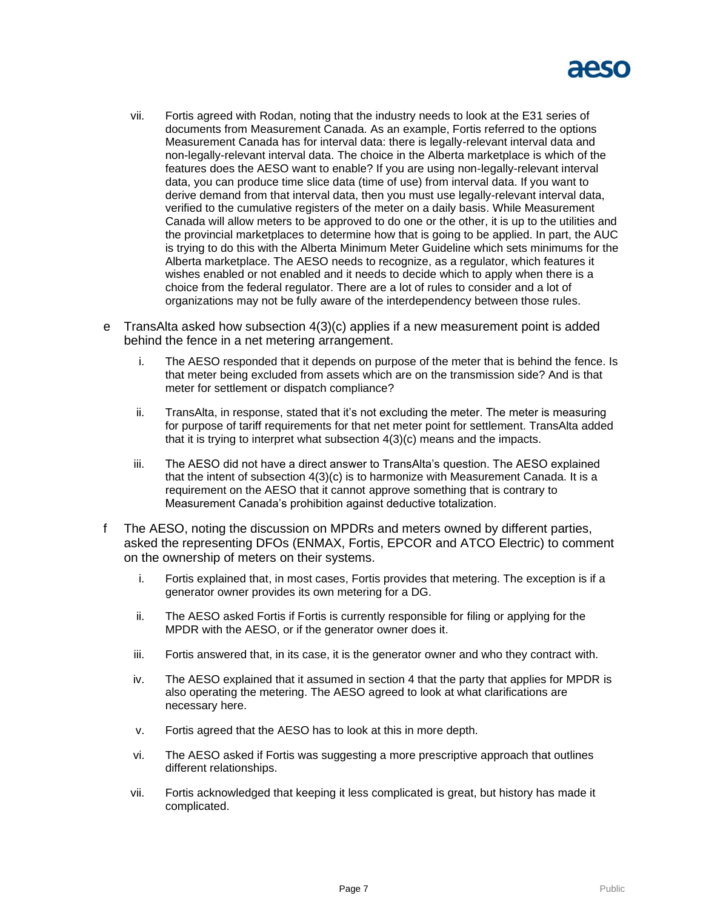vii. Fortis agreed with Rodan, noting that the industry needs to look at the E31 series of documents from Measurement Canada. As an example, Fortis referred to the options Measurement Canada has for interval data: there is legally-relevant interval data and non-legally-relevant interval data. The choice in the Alberta marketplace is which of the features does the AESO want to enable? If you are using non-legally-relevant interval data, you can produce time slice data (time of use) from interval data. If you want to derive demand from that interval data, then you must use legally-relevant interval data, verified to the cumulative registers of the meter on a daily basis. While Measurement Canada will allow meters to be approved to do one or the other, it is up to the utilities and the provincial marketplaces to determine how that is going to be applied. In part, the AUC is trying to do this with the Alberta Minimum Meter Guideline which sets minimums for the Alberta marketplace. The AESO needs to recognize, as a regulator, which features it wishes enabled or not enabled and it needs to decide which to apply when there is a choice from the federal regulator. There are a lot of rules to consider and a lot of organizations may not be fully aware of the interdependency between those rules.

e TransAlta asked how subsection 4(3)(c) applies if a new measurement point is added behind the fence in a net metering arrangement.

i. The AESO responded that it depends on purpose of the meter that is behind the fence. Is that meter being excluded from assets which are on the transmission side? And is that meter for settlement or dispatch compliance?

ii. TransAlta, in response, stated that it's not excluding the meter. The meter is measuring for purpose of tariff requirements for that net meter point for settlement. TransAlta added that it is trying to interpret what subsection 4(3)(c) means and the impacts.

iii. The AESO did not have a direct answer to TransAlta's question. The AESO explained that the intent of subsection 4(3)(c) is to harmonize with Measurement Canada. It is a requirement on the AESO that it cannot approve something that is contrary to Measurement Canada's prohibition against deductive totalization.

f The AESO, noting the discussion on MPDRs and meters owned by different parties, asked the representing DFOs (ENMAX, Fortis, EPCOR and ATCO Electric) to comment on the ownership of meters on their systems.

i. Fortis explained that, in most cases, Fortis provides that metering. The exception is if a generator owner provides its own metering for a DG.

ii. The AESO asked Fortis if Fortis is currently responsible for filing or applying for the MPDR with the AESO, or if the generator owner does it.

iii. Fortis answered that, in its case, it is the generator owner and who they contract with.

iv. The AESO explained that it assumed in section 4 that the party that applies for MPDR is also operating the metering. The AESO agreed to look at what clarifications are necessary here.

v. Fortis agreed that the AESO has to look at this in more depth.

vi. The AESO asked if Fortis was suggesting a more prescriptive approach that outlines different relationships.

vii. Fortis acknowledged that keeping it less complicated is great, but history has made it complicated.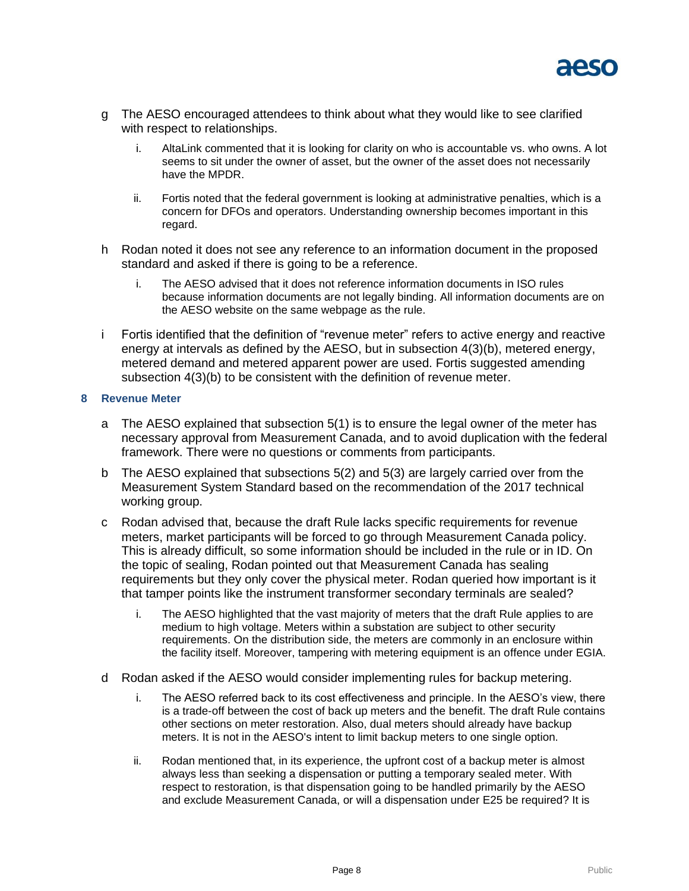g The AESO encouraged attendees to think about what they would like to see clarified with respect to relationships.

   i. AltaLink commented that it is looking for clarity on who is accountable vs. who owns. A lot seems to sit under the owner of asset, but the owner of the asset does not necessarily have the MPDR.

   ii. Fortis noted that the federal government is looking at administrative penalties, which is a concern for DFOs and operators. Understanding ownership becomes important in this regard.

h Rodan noted it does not see any reference to an information document in the proposed standard and asked if there is going to be a reference.

   i. The AESO advised that it does not reference information documents in ISO rules because information documents are not legally binding. All information documents are on the AESO website on the same webpage as the rule.

i Fortis identified that the definition of "revenue meter" refers to active energy and reactive energy at intervals as defined by the AESO, but in subsection 4(3)(b), metered energy, metered demand and metered apparent power are used. Fortis suggested amending subsection 4(3)(b) to be consistent with the definition of revenue meter.

## 8 Revenue Meter

a The AESO explained that subsection 5(1) is to ensure the legal owner of the meter has necessary approval from Measurement Canada, and to avoid duplication with the federal framework. There were no questions or comments from participants.

b The AESO explained that subsections 5(2) and 5(3) are largely carried over from the Measurement System Standard based on the recommendation of the 2017 technical working group.

c Rodan advised that, because the draft Rule lacks specific requirements for revenue meters, market participants will be forced to go through Measurement Canada policy. This is already difficult, so some information should be included in the rule or in ID. On the topic of sealing, Rodan pointed out that Measurement Canada has sealing requirements but they only cover the physical meter. Rodan queried how important is it that tamper points like the instrument transformer secondary terminals are sealed?

   i. The AESO highlighted that the vast majority of meters that the draft Rule applies to are medium to high voltage. Meters within a substation are subject to other security requirements. On the distribution side, the meters are commonly in an enclosure within the facility itself. Moreover, tampering with metering equipment is an offence under EGIA.

d Rodan asked if the AESO would consider implementing rules for backup metering.

   i. The AESO referred back to its cost effectiveness and principle. In the AESO's view, there is a trade-off between the cost of back up meters and the benefit. The draft Rule contains other sections on meter restoration. Also, dual meters should already have backup meters. It is not in the AESO's intent to limit backup meters to one single option.

   ii. Rodan mentioned that, in its experience, the upfront cost of a backup meter is almost always less than seeking a dispensation or putting a temporary sealed meter. With respect to restoration, is that dispensation going to be handled primarily by the AESO and exclude Measurement Canada, or will a dispensation under E25 be required? It is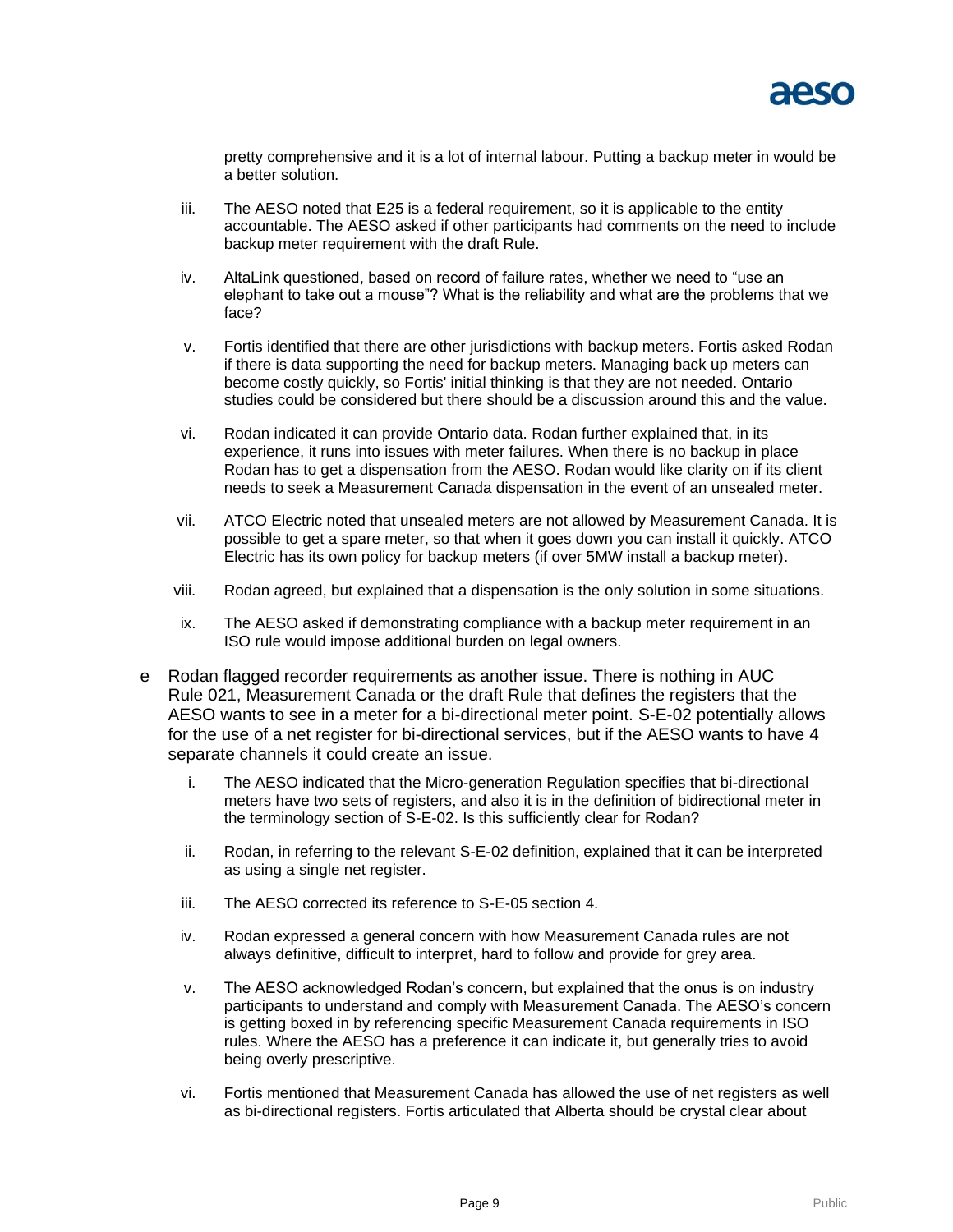pretty comprehensive and it is a lot of internal labour. Putting a backup meter in would be a better solution.

iii. The AESO noted that E25 is a federal requirement, so it is applicable to the entity accountable. The AESO asked if other participants had comments on the need to include backup meter requirement with the draft Rule.

iv. AltaLink questioned, based on record of failure rates, whether we need to "use an elephant to take out a mouse"? What is the reliability and what are the problems that we face?

v. Fortis identified that there are other jurisdictions with backup meters. Fortis asked Rodan if there is data supporting the need for backup meters. Managing back up meters can become costly quickly, so Fortis' initial thinking is that they are not needed. Ontario studies could be considered but there should be a discussion around this and the value.

vi. Rodan indicated it can provide Ontario data. Rodan further explained that, in its experience, it runs into issues with meter failures. When there is no backup in place Rodan has to get a dispensation from the AESO. Rodan would like clarity on if its client needs to seek a Measurement Canada dispensation in the event of an unsealed meter.

vii. ATCO Electric noted that unsealed meters are not allowed by Measurement Canada. It is possible to get a spare meter, so that when it goes down you can install it quickly. ATCO Electric has its own policy for backup meters (if over 5MW install a backup meter).

viii. Rodan agreed, but explained that a dispensation is the only solution in some situations.

ix. The AESO asked if demonstrating compliance with a backup meter requirement in an ISO rule would impose additional burden on legal owners.

e Rodan flagged recorder requirements as another issue. There is nothing in AUC Rule 021, Measurement Canada or the draft Rule that defines the registers that the AESO wants to see in a meter for a bi-directional meter point. S-E-02 potentially allows for the use of a net register for bi-directional services, but if the AESO wants to have 4 separate channels it could create an issue.

i. The AESO indicated that the Micro-generation Regulation specifies that bi-directional meters have two sets of registers, and also it is in the definition of bidirectional meter in the terminology section of S-E-02. Is this sufficiently clear for Rodan?

ii. Rodan, in referring to the relevant S-E-02 definition, explained that it can be interpreted as using a single net register.

iii. The AESO corrected its reference to S-E-05 section 4.

iv. Rodan expressed a general concern with how Measurement Canada rules are not always definitive, difficult to interpret, hard to follow and provide for grey area.

v. The AESO acknowledged Rodan's concern, but explained that the onus is on industry participants to understand and comply with Measurement Canada. The AESO's concern is getting boxed in by referencing specific Measurement Canada requirements in ISO rules. Where the AESO has a preference it can indicate it, but generally tries to avoid being overly prescriptive.

vi. Fortis mentioned that Measurement Canada has allowed the use of net registers as well as bi-directional registers. Fortis articulated that Alberta should be crystal clear about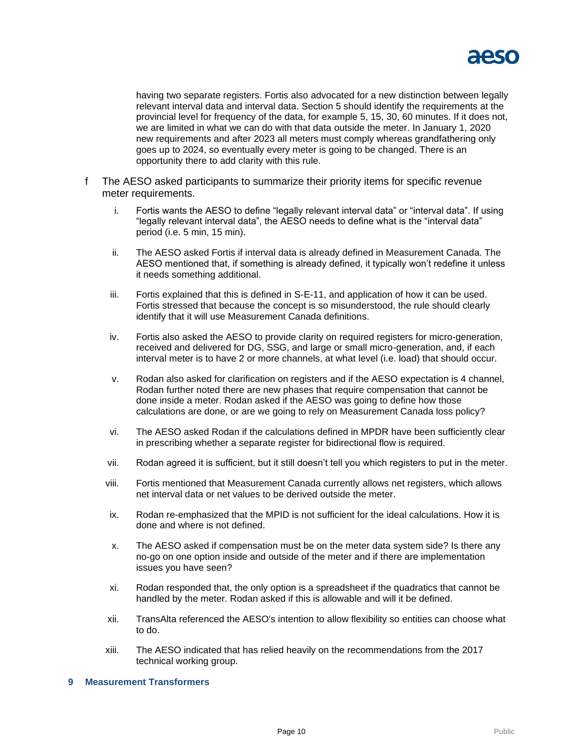having two separate registers. Fortis also advocated for a new distinction between legally relevant interval data and interval data. Section 5 should identify the requirements at the provincial level for frequency of the data, for example 5, 15, 30, 60 minutes. If it does not, we are limited in what we can do with that data outside the meter. In January 1, 2020 new requirements and after 2023 all meters must comply whereas grandfathering only goes up to 2024, so eventually every meter is going to be changed. There is an opportunity there to add clarity with this rule.

f The AESO asked participants to summarize their priority items for specific revenue meter requirements.

   i. Fortis wants the AESO to define “legally relevant interval data” or “interval data”. If using “legally relevant interval data”, the AESO needs to define what is the “interval data” period (i.e. 5 min, 15 min).

   ii. The AESO asked Fortis if interval data is already defined in Measurement Canada. The AESO mentioned that, if something is already defined, it typically won’t redefine it unless it needs something additional.

   iii. Fortis explained that this is defined in S-E-11, and application of how it can be used. Fortis stressed that because the concept is so misunderstood, the rule should clearly identify that it will use Measurement Canada definitions.

   iv. Fortis also asked the AESO to provide clarity on required registers for micro-generation, received and delivered for DG, SSG, and large or small micro-generation, and, if each interval meter is to have 2 or more channels, at what level (i.e. load) that should occur.

   v. Rodan also asked for clarification on registers and if the AESO expectation is 4 channel, Rodan further noted there are new phases that require compensation that cannot be done inside a meter. Rodan asked if the AESO was going to define how those calculations are done, or are we going to rely on Measurement Canada loss policy?

   vi. The AESO asked Rodan if the calculations defined in MPDR have been sufficiently clear in prescribing whether a separate register for bidirectional flow is required.

   vii. Rodan agreed it is sufficient, but it still doesn’t tell you which registers to put in the meter.

   viii. Fortis mentioned that Measurement Canada currently allows net registers, which allows net interval data or net values to be derived outside the meter.

   ix. Rodan re-emphasized that the MPID is not sufficient for the ideal calculations. How it is done and where is not defined.

   x. The AESO asked if compensation must be on the meter data system side? Is there any no-go on one option inside and outside of the meter and if there are implementation issues you have seen?

   xi. Rodan responded that, the only option is a spreadsheet if the quadratics that cannot be handled by the meter. Rodan asked if this is allowable and will it be defined.

   xii. TransAlta referenced the AESO's intention to allow flexibility so entities can choose what to do.

   xiii. The AESO indicated that has relied heavily on the recommendations from the 2017 technical working group.

## 9 Measurement Transformers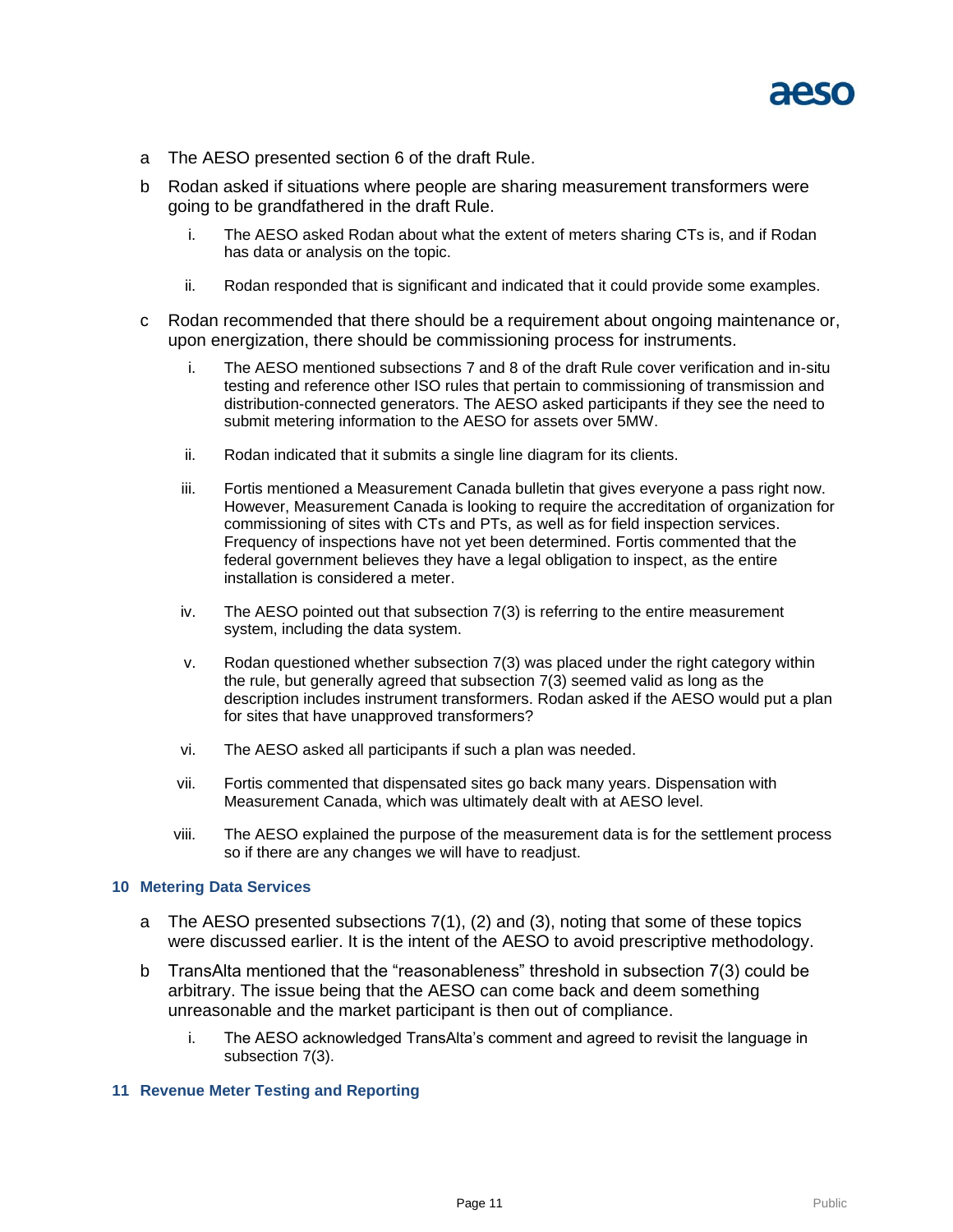a The AESO presented section 6 of the draft Rule.

b Rodan asked if situations where people are sharing measurement transformers were going to be grandfathered in the draft Rule.

   i. The AESO asked Rodan about what the extent of meters sharing CTs is, and if Rodan has data or analysis on the topic.

   ii. Rodan responded that is significant and indicated that it could provide some examples.

c Rodan recommended that there should be a requirement about ongoing maintenance or, upon energization, there should be commissioning process for instruments.

   i. The AESO mentioned subsections 7 and 8 of the draft Rule cover verification and in-situ testing and reference other ISO rules that pertain to commissioning of transmission and distribution-connected generators. The AESO asked participants if they see the need to submit metering information to the AESO for assets over 5MW.

   ii. Rodan indicated that it submits a single line diagram for its clients.

   iii. Fortis mentioned a Measurement Canada bulletin that gives everyone a pass right now. However, Measurement Canada is looking to require the accreditation of organization for commissioning of sites with CTs and PTs, as well as for field inspection services. Frequency of inspections have not yet been determined. Fortis commented that the federal government believes they have a legal obligation to inspect, as the entire installation is considered a meter.

   iv. The AESO pointed out that subsection 7(3) is referring to the entire measurement system, including the data system.

   v. Rodan questioned whether subsection 7(3) was placed under the right category within the rule, but generally agreed that subsection 7(3) seemed valid as long as the description includes instrument transformers. Rodan asked if the AESO would put a plan for sites that have unapproved transformers?

   vi. The AESO asked all participants if such a plan was needed.

   vii. Fortis commented that dispensated sites go back many years. Dispensation with Measurement Canada, which was ultimately dealt with at AESO level.

   viii. The AESO explained the purpose of the measurement data is for the settlement process so if there are any changes we will have to readjust.

### 10 Metering Data Services

a The AESO presented subsections 7(1), (2) and (3), noting that some of these topics were discussed earlier. It is the intent of the AESO to avoid prescriptive methodology.

b TransAlta mentioned that the "reasonableness" threshold in subsection 7(3) could be arbitrary. The issue being that the AESO can come back and deem something unreasonable and the market participant is then out of compliance.

   i. The AESO acknowledged TransAlta's comment and agreed to revisit the language in subsection 7(3).

### 11 Revenue Meter Testing and Reporting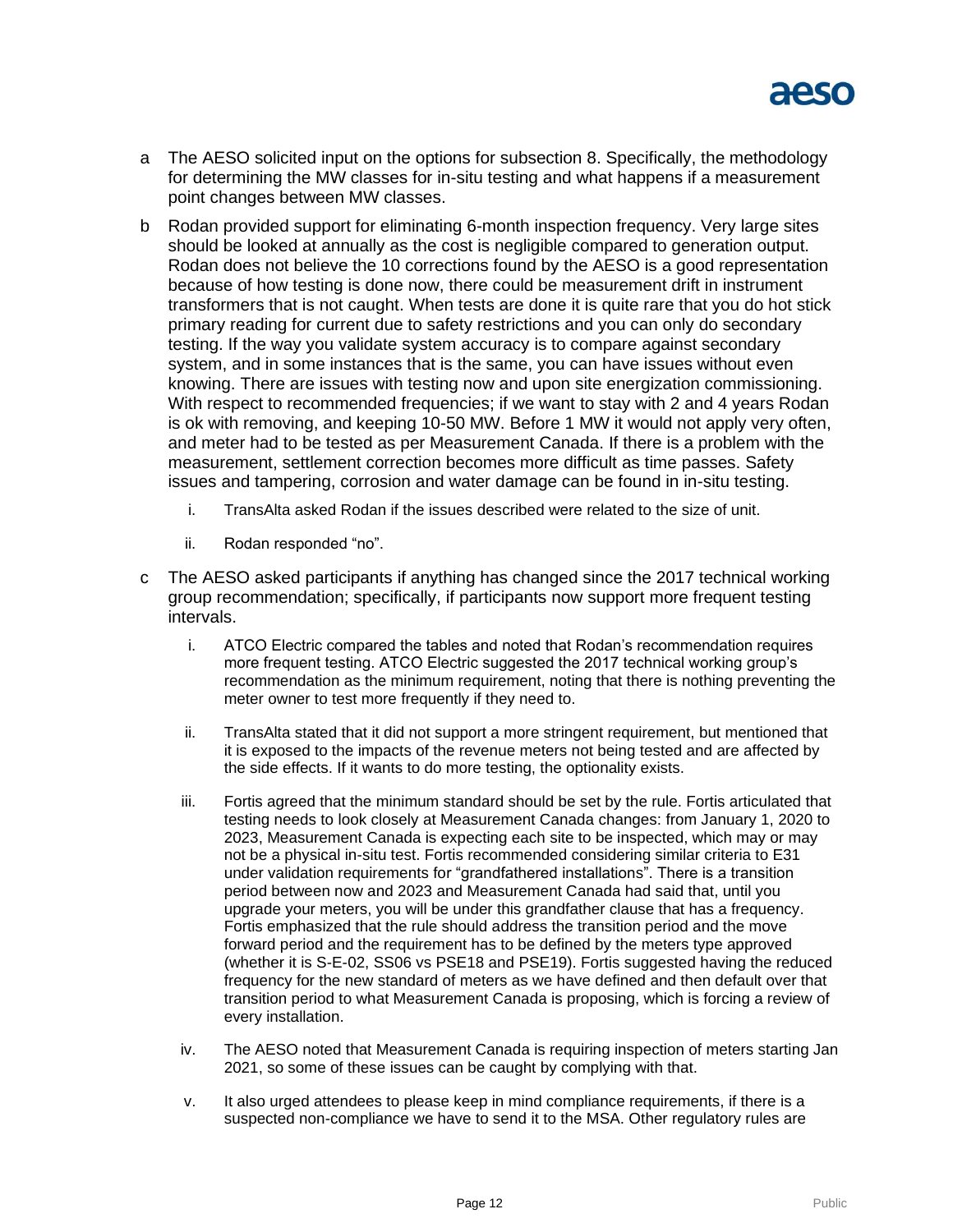a The AESO solicited input on the options for subsection 8. Specifically, the methodology for determining the MW classes for in-situ testing and what happens if a measurement point changes between MW classes.

b Rodan provided support for eliminating 6-month inspection frequency. Very large sites should be looked at annually as the cost is negligible compared to generation output. Rodan does not believe the 10 corrections found by the AESO is a good representation because of how testing is done now, there could be measurement drift in instrument transformers that is not caught. When tests are done it is quite rare that you do hot stick primary reading for current due to safety restrictions and you can only do secondary testing. If the way you validate system accuracy is to compare against secondary system, and in some instances that is the same, you can have issues without even knowing. There are issues with testing now and upon site energization commissioning. With respect to recommended frequencies; if we want to stay with 2 and 4 years Rodan is ok with removing, and keeping 10-50 MW. Before 1 MW it would not apply very often, and meter had to be tested as per Measurement Canada. If there is a problem with the measurement, settlement correction becomes more difficult as time passes. Safety issues and tampering, corrosion and water damage can be found in in-situ testing.

   i. TransAlta asked Rodan if the issues described were related to the size of unit.

   ii. Rodan responded "no".

c The AESO asked participants if anything has changed since the 2017 technical working group recommendation; specifically, if participants now support more frequent testing intervals.

   i. ATCO Electric compared the tables and noted that Rodan's recommendation requires more frequent testing. ATCO Electric suggested the 2017 technical working group's recommendation as the minimum requirement, noting that there is nothing preventing the meter owner to test more frequently if they need to.

   ii. TransAlta stated that it did not support a more stringent requirement, but mentioned that it is exposed to the impacts of the revenue meters not being tested and are affected by the side effects. If it wants to do more testing, the optionality exists.

   iii. Fortis agreed that the minimum standard should be set by the rule. Fortis articulated that testing needs to look closely at Measurement Canada changes: from January 1, 2020 to 2023, Measurement Canada is expecting each site to be inspected, which may or may not be a physical in-situ test. Fortis recommended considering similar criteria to E31 under validation requirements for "grandfathered installations". There is a transition period between now and 2023 and Measurement Canada had said that, until you upgrade your meters, you will be under this grandfather clause that has a frequency. Fortis emphasized that the rule should address the transition period and the move forward period and the requirement has to be defined by the meters type approved (whether it is S-E-02, SS06 vs PSE18 and PSE19). Fortis suggested having the reduced frequency for the new standard of meters as we have defined and then default over that transition period to what Measurement Canada is proposing, which is forcing a review of every installation.

   iv. The AESO noted that Measurement Canada is requiring inspection of meters starting Jan 2021, so some of these issues can be caught by complying with that.

   v. It also urged attendees to please keep in mind compliance requirements, if there is a suspected non-compliance we have to send it to the MSA. Other regulatory rules are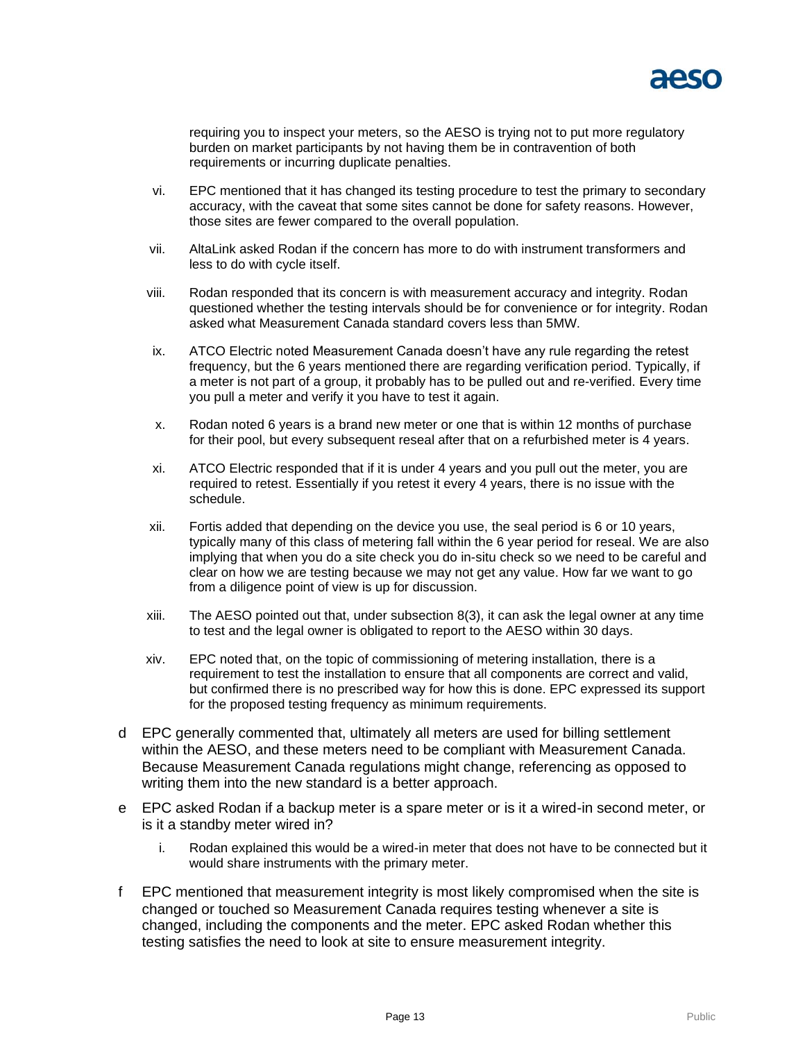requiring you to inspect your meters, so the AESO is trying not to put more regulatory burden on market participants by not having them be in contravention of both requirements or incurring duplicate penalties.

vi. EPC mentioned that it has changed its testing procedure to test the primary to secondary accuracy, with the caveat that some sites cannot be done for safety reasons. However, those sites are fewer compared to the overall population.

vii. AltaLink asked Rodan if the concern has more to do with instrument transformers and less to do with cycle itself.

viii. Rodan responded that its concern is with measurement accuracy and integrity. Rodan questioned whether the testing intervals should be for convenience or for integrity. Rodan asked what Measurement Canada standard covers less than 5MW.

ix. ATCO Electric noted Measurement Canada doesn't have any rule regarding the retest frequency, but the 6 years mentioned there are regarding verification period. Typically, if a meter is not part of a group, it probably has to be pulled out and re-verified. Every time you pull a meter and verify it you have to test it again.

x. Rodan noted 6 years is a brand new meter or one that is within 12 months of purchase for their pool, but every subsequent reseal after that on a refurbished meter is 4 years.

xi. ATCO Electric responded that if it is under 4 years and you pull out the meter, you are required to retest. Essentially if you retest it every 4 years, there is no issue with the schedule.

xii. Fortis added that depending on the device you use, the seal period is 6 or 10 years, typically many of this class of metering fall within the 6 year period for reseal. We are also implying that when you do a site check you do in-situ check so we need to be careful and clear on how we are testing because we may not get any value. How far we want to go from a diligence point of view is up for discussion.

xiii. The AESO pointed out that, under subsection 8(3), it can ask the legal owner at any time to test and the legal owner is obligated to report to the AESO within 30 days.

xiv. EPC noted that, on the topic of commissioning of metering installation, there is a requirement to test the installation to ensure that all components are correct and valid, but confirmed there is no prescribed way for how this is done. EPC expressed its support for the proposed testing frequency as minimum requirements.

d EPC generally commented that, ultimately all meters are used for billing settlement within the AESO, and these meters need to be compliant with Measurement Canada. Because Measurement Canada regulations might change, referencing as opposed to writing them into the new standard is a better approach.

e EPC asked Rodan if a backup meter is a spare meter or is it a wired-in second meter, or is it a standby meter wired in?

i. Rodan explained this would be a wired-in meter that does not have to be connected but it would share instruments with the primary meter.

f EPC mentioned that measurement integrity is most likely compromised when the site is changed or touched so Measurement Canada requires testing whenever a site is changed, including the components and the meter. EPC asked Rodan whether this testing satisfies the need to look at site to ensure measurement integrity.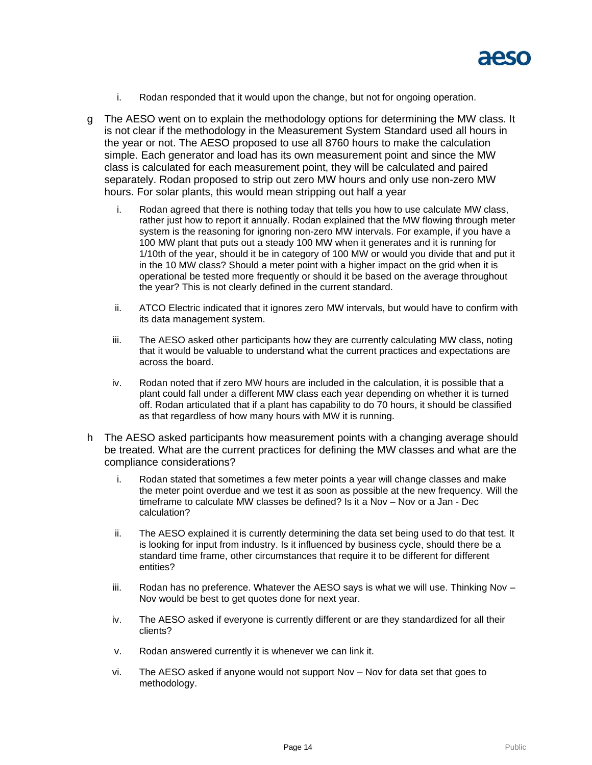i. Rodan responded that it would upon the change, but not for ongoing operation.

g The AESO went on to explain the methodology options for determining the MW class. It is not clear if the methodology in the Measurement System Standard used all hours in the year or not. The AESO proposed to use all 8760 hours to make the calculation simple. Each generator and load has its own measurement point and since the MW class is calculated for each measurement point, they will be calculated and paired separately. Rodan proposed to strip out zero MW hours and only use non-zero MW hours. For solar plants, this would mean stripping out half a year

   i. Rodan agreed that there is nothing today that tells you how to use calculate MW class, rather just how to report it annually. Rodan explained that the MW flowing through meter system is the reasoning for ignoring non-zero MW intervals. For example, if you have a 100 MW plant that puts out a steady 100 MW when it generates and it is running for 1/10th of the year, should it be in category of 100 MW or would you divide that and put it in the 10 MW class? Should a meter point with a higher impact on the grid when it is operational be tested more frequently or should it be based on the average throughout the year? This is not clearly defined in the current standard.

   ii. ATCO Electric indicated that it ignores zero MW intervals, but would have to confirm with its data management system.

   iii. The AESO asked other participants how they are currently calculating MW class, noting that it would be valuable to understand what the current practices and expectations are across the board.

   iv. Rodan noted that if zero MW hours are included in the calculation, it is possible that a plant could fall under a different MW class each year depending on whether it is turned off. Rodan articulated that if a plant has capability to do 70 hours, it should be classified as that regardless of how many hours with MW it is running.

h The AESO asked participants how measurement points with a changing average should be treated. What are the current practices for defining the MW classes and what are the compliance considerations?

   i. Rodan stated that sometimes a few meter points a year will change classes and make the meter point overdue and we test it as soon as possible at the new frequency. Will the timeframe to calculate MW classes be defined? Is it a Nov – Nov or a Jan - Dec calculation?

   ii. The AESO explained it is currently determining the data set being used to do that test. It is looking for input from industry. Is it influenced by business cycle, should there be a standard time frame, other circumstances that require it to be different for different entities?

   iii. Rodan has no preference. Whatever the AESO says is what we will use. Thinking Nov – Nov would be best to get quotes done for next year.

   iv. The AESO asked if everyone is currently different or are they standardized for all their clients?

   v. Rodan answered currently it is whenever we can link it.

   vi. The AESO asked if anyone would not support Nov – Nov for data set that goes to methodology.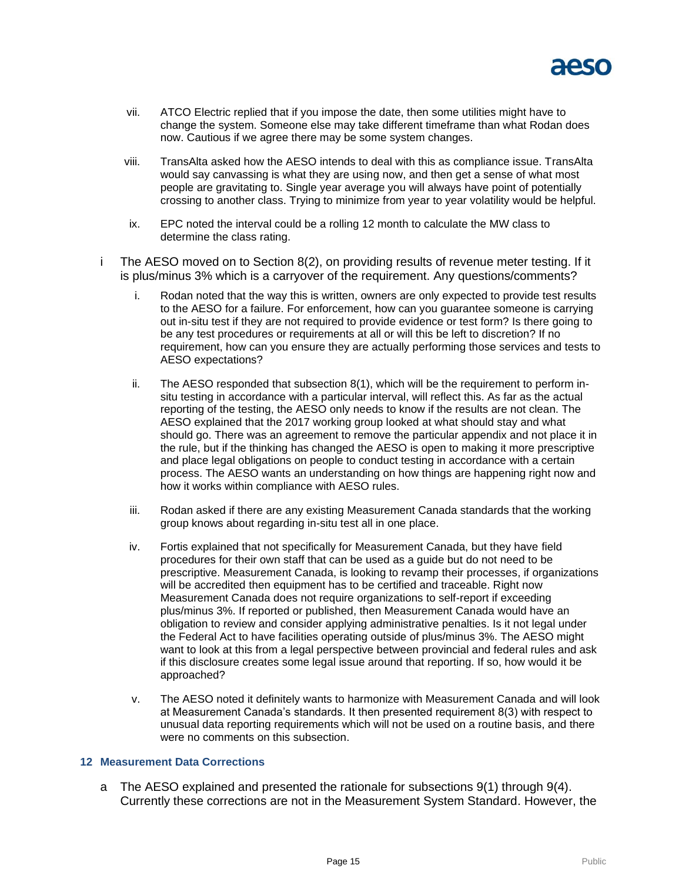vii. ATCO Electric replied that if you impose the date, then some utilities might have to change the system. Someone else may take different timeframe than what Rodan does now. Cautious if we agree there may be some system changes.

viii. TransAlta asked how the AESO intends to deal with this as compliance issue. TransAlta would say canvassing is what they are using now, and then get a sense of what most people are gravitating to. Single year average you will always have point of potentially crossing to another class. Trying to minimize from year to year volatility would be helpful.

ix. EPC noted the interval could be a rolling 12 month to calculate the MW class to determine the class rating.

i The AESO moved on to Section 8(2), on providing results of revenue meter testing. If it is plus/minus 3% which is a carryover of the requirement. Any questions/comments?

i. Rodan noted that the way this is written, owners are only expected to provide test results to the AESO for a failure. For enforcement, how can you guarantee someone is carrying out in-situ test if they are not required to provide evidence or test form? Is there going to be any test procedures or requirements at all or will this be left to discretion? If no requirement, how can you ensure they are actually performing those services and tests to AESO expectations?

ii. The AESO responded that subsection 8(1), which will be the requirement to perform in-situ testing in accordance with a particular interval, will reflect this. As far as the actual reporting of the testing, the AESO only needs to know if the results are not clean. The AESO explained that the 2017 working group looked at what should stay and what should go. There was an agreement to remove the particular appendix and not place it in the rule, but if the thinking has changed the AESO is open to making it more prescriptive and place legal obligations on people to conduct testing in accordance with a certain process. The AESO wants an understanding on how things are happening right now and how it works within compliance with AESO rules.

iii. Rodan asked if there are any existing Measurement Canada standards that the working group knows about regarding in-situ test all in one place.

iv. Fortis explained that not specifically for Measurement Canada, but they have field procedures for their own staff that can be used as a guide but do not need to be prescriptive. Measurement Canada, is looking to revamp their processes, if organizations will be accredited then equipment has to be certified and traceable. Right now Measurement Canada does not require organizations to self-report if exceeding plus/minus 3%. If reported or published, then Measurement Canada would have an obligation to review and consider applying administrative penalties. Is it not legal under the Federal Act to have facilities operating outside of plus/minus 3%. The AESO might want to look at this from a legal perspective between provincial and federal rules and ask if this disclosure creates some legal issue around that reporting. If so, how would it be approached?

v. The AESO noted it definitely wants to harmonize with Measurement Canada and will look at Measurement Canada's standards. It then presented requirement 8(3) with respect to unusual data reporting requirements which will not be used on a routine basis, and there were no comments on this subsection.

### 12 Measurement Data Corrections

a The AESO explained and presented the rationale for subsections 9(1) through 9(4). Currently these corrections are not in the Measurement System Standard. However, the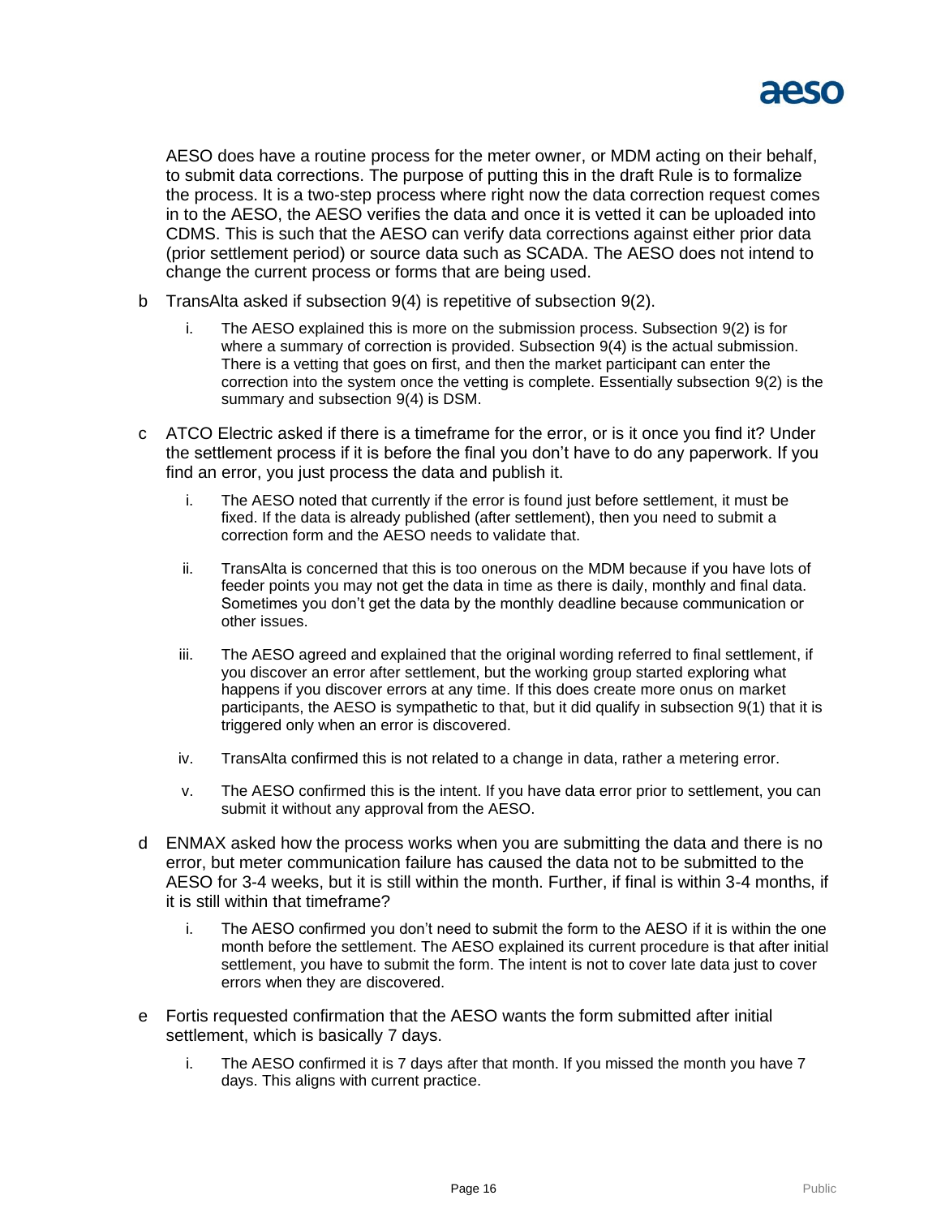AESO does have a routine process for the meter owner, or MDM acting on their behalf, to submit data corrections. The purpose of putting this in the draft Rule is to formalize the process. It is a two-step process where right now the data correction request comes in to the AESO, the AESO verifies the data and once it is vetted it can be uploaded into CDMS. This is such that the AESO can verify data corrections against either prior data (prior settlement period) or source data such as SCADA. The AESO does not intend to change the current process or forms that are being used.

b TransAlta asked if subsection 9(4) is repetitive of subsection 9(2).

   i. The AESO explained this is more on the submission process. Subsection 9(2) is for where a summary of correction is provided. Subsection 9(4) is the actual submission. There is a vetting that goes on first, and then the market participant can enter the correction into the system once the vetting is complete. Essentially subsection 9(2) is the summary and subsection 9(4) is DSM.

c ATCO Electric asked if there is a timeframe for the error, or is it once you find it? Under the settlement process if it is before the final you don't have to do any paperwork. If you find an error, you just process the data and publish it.

   i. The AESO noted that currently if the error is found just before settlement, it must be fixed. If the data is already published (after settlement), then you need to submit a correction form and the AESO needs to validate that.

   ii. TransAlta is concerned that this is too onerous on the MDM because if you have lots of feeder points you may not get the data in time as there is daily, monthly and final data. Sometimes you don't get the data by the monthly deadline because communication or other issues.

   iii. The AESO agreed and explained that the original wording referred to final settlement, if you discover an error after settlement, but the working group started exploring what happens if you discover errors at any time. If this does create more onus on market participants, the AESO is sympathetic to that, but it did qualify in subsection 9(1) that it is triggered only when an error is discovered.

   iv. TransAlta confirmed this is not related to a change in data, rather a metering error.

   v. The AESO confirmed this is the intent. If you have data error prior to settlement, you can submit it without any approval from the AESO.

d ENMAX asked how the process works when you are submitting the data and there is no error, but meter communication failure has caused the data not to be submitted to the AESO for 3-4 weeks, but it is still within the month. Further, if final is within 3-4 months, if it is still within that timeframe?

   i. The AESO confirmed you don't need to submit the form to the AESO if it is within the one month before the settlement. The AESO explained its current procedure is that after initial settlement, you have to submit the form. The intent is not to cover late data just to cover errors when they are discovered.

e Fortis requested confirmation that the AESO wants the form submitted after initial settlement, which is basically 7 days.

   i. The AESO confirmed it is 7 days after that month. If you missed the month you have 7 days. This aligns with current practice.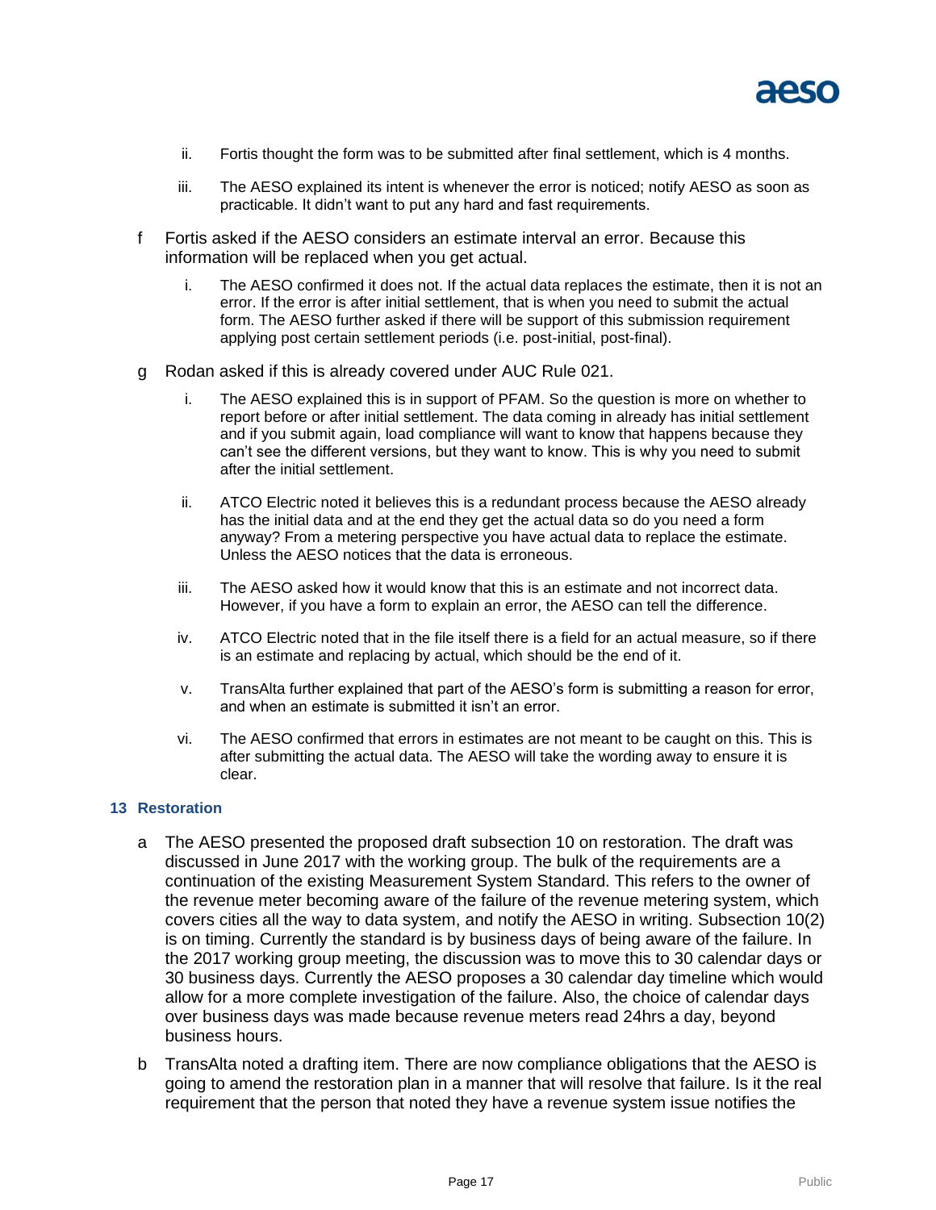ii. Fortis thought the form was to be submitted after final settlement, which is 4 months.

iii. The AESO explained its intent is whenever the error is noticed; notify AESO as soon as practicable. It didn't want to put any hard and fast requirements.

f Fortis asked if the AESO considers an estimate interval an error. Because this information will be replaced when you get actual.

i. The AESO confirmed it does not. If the actual data replaces the estimate, then it is not an error. If the error is after initial settlement, that is when you need to submit the actual form. The AESO further asked if there will be support of this submission requirement applying post certain settlement periods (i.e. post-initial, post-final).

g Rodan asked if this is already covered under AUC Rule 021.

i. The AESO explained this is in support of PFAM. So the question is more on whether to report before or after initial settlement. The data coming in already has initial settlement and if you submit again, load compliance will want to know that happens because they can't see the different versions, but they want to know. This is why you need to submit after the initial settlement.

ii. ATCO Electric noted it believes this is a redundant process because the AESO already has the initial data and at the end they get the actual data so do you need a form anyway? From a metering perspective you have actual data to replace the estimate. Unless the AESO notices that the data is erroneous.

iii. The AESO asked how it would know that this is an estimate and not incorrect data. However, if you have a form to explain an error, the AESO can tell the difference.

iv. ATCO Electric noted that in the file itself there is a field for an actual measure, so if there is an estimate and replacing by actual, which should be the end of it.

v. TransAlta further explained that part of the AESO's form is submitting a reason for error, and when an estimate is submitted it isn't an error.

vi. The AESO confirmed that errors in estimates are not meant to be caught on this. This is after submitting the actual data. The AESO will take the wording away to ensure it is clear.

## 13 Restoration

a The AESO presented the proposed draft subsection 10 on restoration. The draft was discussed in June 2017 with the working group. The bulk of the requirements are a continuation of the existing Measurement System Standard. This refers to the owner of the revenue meter becoming aware of the failure of the revenue metering system, which covers cities all the way to data system, and notify the AESO in writing. Subsection 10(2) is on timing. Currently the standard is by business days of being aware of the failure. In the 2017 working group meeting, the discussion was to move this to 30 calendar days or 30 business days. Currently the AESO proposes a 30 calendar day timeline which would allow for a more complete investigation of the failure. Also, the choice of calendar days over business days was made because revenue meters read 24hrs a day, beyond business hours.

b TransAlta noted a drafting item. There are now compliance obligations that the AESO is going to amend the restoration plan in a manner that will resolve that failure. Is it the real requirement that the person that noted they have a revenue system issue notifies the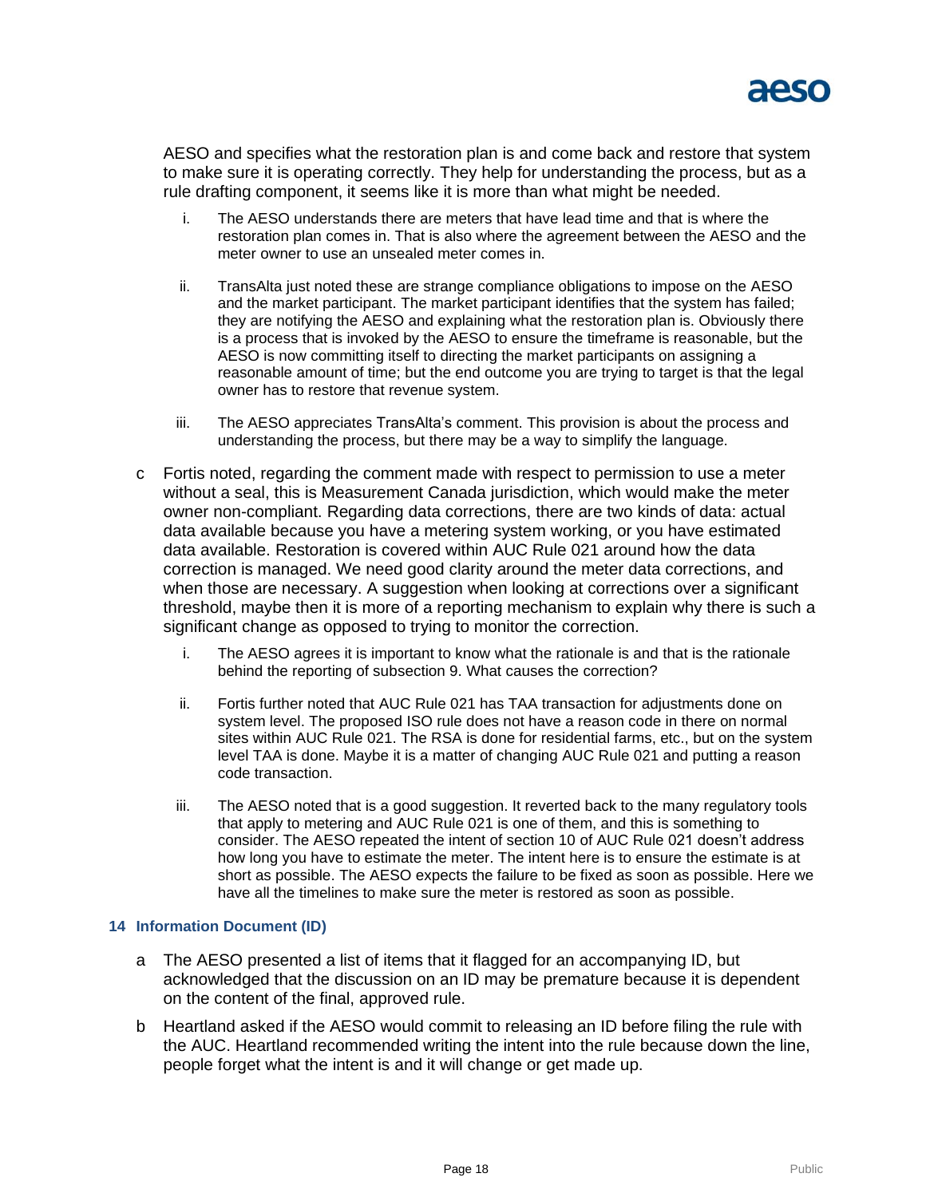AESO and specifies what the restoration plan is and come back and restore that system to make sure it is operating correctly. They help for understanding the process, but as a rule drafting component, it seems like it is more than what might be needed.

i. The AESO understands there are meters that have lead time and that is where the restoration plan comes in. That is also where the agreement between the AESO and the meter owner to use an unsealed meter comes in.

ii. TransAlta just noted these are strange compliance obligations to impose on the AESO and the market participant. The market participant identifies that the system has failed; they are notifying the AESO and explaining what the restoration plan is. Obviously there is a process that is invoked by the AESO to ensure the timeframe is reasonable, but the AESO is now committing itself to directing the market participants on assigning a reasonable amount of time; but the end outcome you are trying to target is that the legal owner has to restore that revenue system.

iii. The AESO appreciates TransAlta's comment. This provision is about the process and understanding the process, but there may be a way to simplify the language.

c Fortis noted, regarding the comment made with respect to permission to use a meter without a seal, this is Measurement Canada jurisdiction, which would make the meter owner non-compliant. Regarding data corrections, there are two kinds of data: actual data available because you have a metering system working, or you have estimated data available. Restoration is covered within AUC Rule 021 around how the data correction is managed. We need good clarity around the meter data corrections, and when those are necessary. A suggestion when looking at corrections over a significant threshold, maybe then it is more of a reporting mechanism to explain why there is such a significant change as opposed to trying to monitor the correction.

i. The AESO agrees it is important to know what the rationale is and that is the rationale behind the reporting of subsection 9. What causes the correction?

ii. Fortis further noted that AUC Rule 021 has TAA transaction for adjustments done on system level. The proposed ISO rule does not have a reason code in there on normal sites within AUC Rule 021. The RSA is done for residential farms, etc., but on the system level TAA is done. Maybe it is a matter of changing AUC Rule 021 and putting a reason code transaction.

iii. The AESO noted that is a good suggestion. It reverted back to the many regulatory tools that apply to metering and AUC Rule 021 is one of them, and this is something to consider. The AESO repeated the intent of section 10 of AUC Rule 021 doesn't address how long you have to estimate the meter. The intent here is to ensure the estimate is at short as possible. The AESO expects the failure to be fixed as soon as possible. Here we have all the timelines to make sure the meter is restored as soon as possible.

## 14 Information Document (ID)

a The AESO presented a list of items that it flagged for an accompanying ID, but acknowledged that the discussion on an ID may be premature because it is dependent on the content of the final, approved rule.

b Heartland asked if the AESO would commit to releasing an ID before filing the rule with the AUC. Heartland recommended writing the intent into the rule because down the line, people forget what the intent is and it will change or get made up.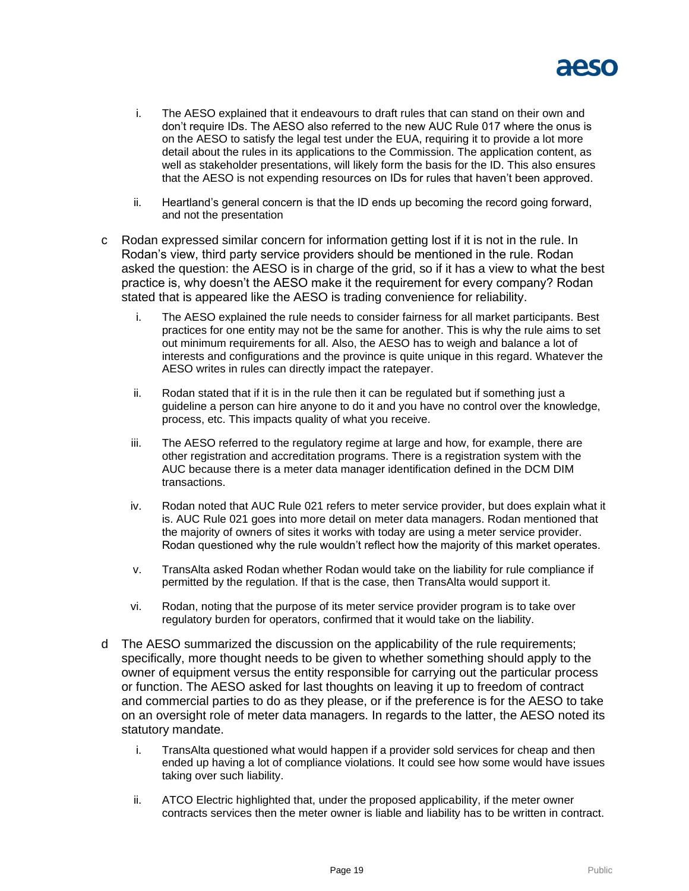i. The AESO explained that it endeavours to draft rules that can stand on their own and don't require IDs. The AESO also referred to the new AUC Rule 017 where the onus is on the AESO to satisfy the legal test under the EUA, requiring it to provide a lot more detail about the rules in its applications to the Commission. The application content, as well as stakeholder presentations, will likely form the basis for the ID. This also ensures that the AESO is not expending resources on IDs for rules that haven't been approved.

ii. Heartland's general concern is that the ID ends up becoming the record going forward, and not the presentation

c Rodan expressed similar concern for information getting lost if it is not in the rule. In Rodan's view, third party service providers should be mentioned in the rule. Rodan asked the question: the AESO is in charge of the grid, so if it has a view to what the best practice is, why doesn't the AESO make it the requirement for every company? Rodan stated that is appeared like the AESO is trading convenience for reliability.

i. The AESO explained the rule needs to consider fairness for all market participants. Best practices for one entity may not be the same for another. This is why the rule aims to set out minimum requirements for all. Also, the AESO has to weigh and balance a lot of interests and configurations and the province is quite unique in this regard. Whatever the AESO writes in rules can directly impact the ratepayer.

ii. Rodan stated that if it is in the rule then it can be regulated but if something just a guideline a person can hire anyone to do it and you have no control over the knowledge, process, etc. This impacts quality of what you receive.

iii. The AESO referred to the regulatory regime at large and how, for example, there are other registration and accreditation programs. There is a registration system with the AUC because there is a meter data manager identification defined in the DCM DIM transactions.

iv. Rodan noted that AUC Rule 021 refers to meter service provider, but does explain what it is. AUC Rule 021 goes into more detail on meter data managers. Rodan mentioned that the majority of owners of sites it works with today are using a meter service provider. Rodan questioned why the rule wouldn't reflect how the majority of this market operates.

v. TransAlta asked Rodan whether Rodan would take on the liability for rule compliance if permitted by the regulation. If that is the case, then TransAlta would support it.

vi. Rodan, noting that the purpose of its meter service provider program is to take over regulatory burden for operators, confirmed that it would take on the liability.

d The AESO summarized the discussion on the applicability of the rule requirements; specifically, more thought needs to be given to whether something should apply to the owner of equipment versus the entity responsible for carrying out the particular process or function. The AESO asked for last thoughts on leaving it up to freedom of contract and commercial parties to do as they please, or if the preference is for the AESO to take on an oversight role of meter data managers. In regards to the latter, the AESO noted its statutory mandate.

i. TransAlta questioned what would happen if a provider sold services for cheap and then ended up having a lot of compliance violations. It could see how some would have issues taking over such liability.

ii. ATCO Electric highlighted that, under the proposed applicability, if the meter owner contracts services then the meter owner is liable and liability has to be written in contract.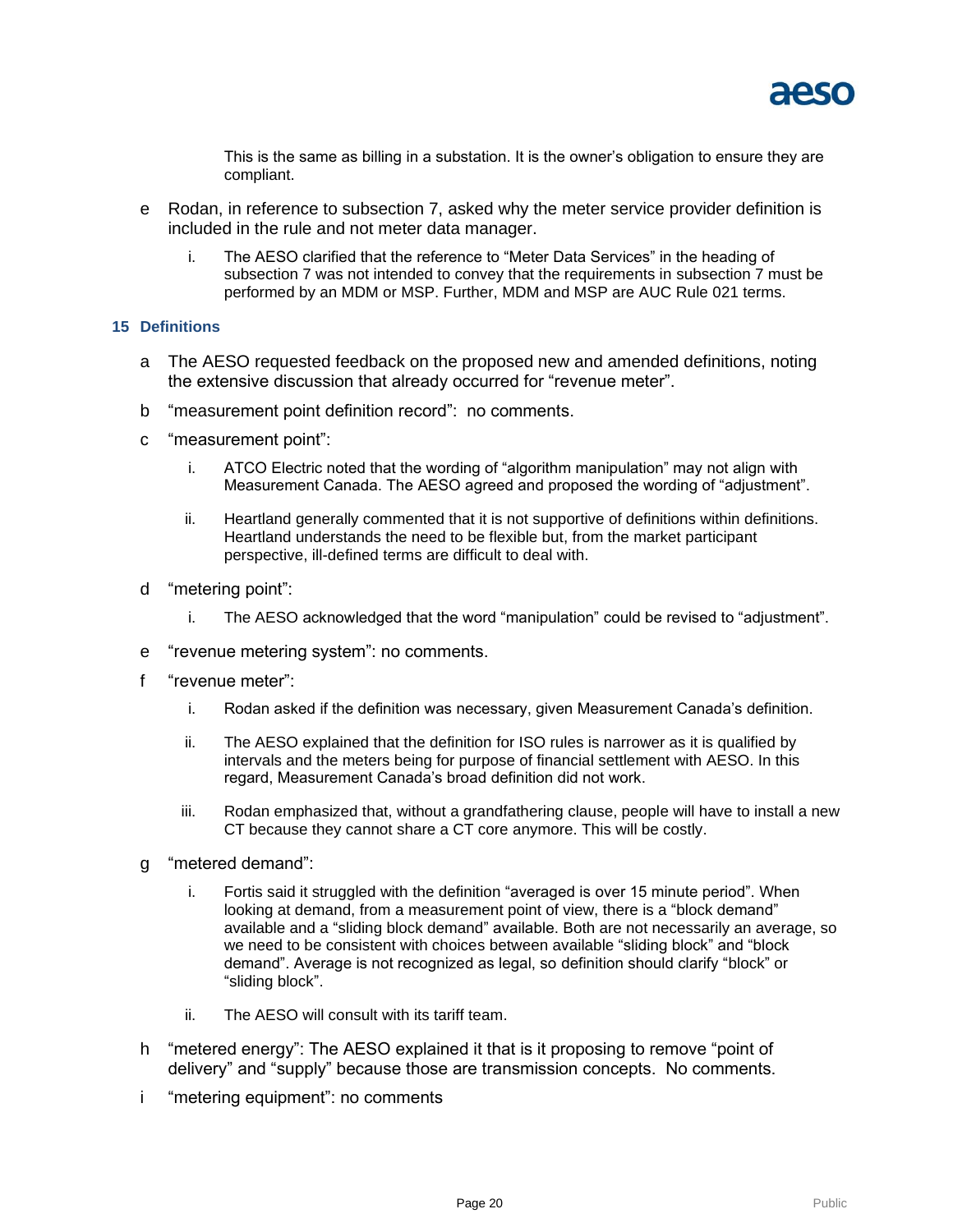This is the same as billing in a substation. It is the owner's obligation to ensure they are compliant.

e Rodan, in reference to subsection 7, asked why the meter service provider definition is included in the rule and not meter data manager.

   i. The AESO clarified that the reference to "Meter Data Services" in the heading of subsection 7 was not intended to convey that the requirements in subsection 7 must be performed by an MDM or MSP. Further, MDM and MSP are AUC Rule 021 terms.

## 15 Definitions

a The AESO requested feedback on the proposed new and amended definitions, noting the extensive discussion that already occurred for "revenue meter".

b "measurement point definition record": no comments.

c "measurement point":

   i. ATCO Electric noted that the wording of "algorithm manipulation" may not align with Measurement Canada. The AESO agreed and proposed the wording of "adjustment".

   ii. Heartland generally commented that it is not supportive of definitions within definitions. Heartland understands the need to be flexible but, from the market participant perspective, ill-defined terms are difficult to deal with.

d "metering point":

   i. The AESO acknowledged that the word "manipulation" could be revised to "adjustment".

e "revenue metering system": no comments.

f "revenue meter":

   i. Rodan asked if the definition was necessary, given Measurement Canada's definition.

   ii. The AESO explained that the definition for ISO rules is narrower as it is qualified by intervals and the meters being for purpose of financial settlement with AESO. In this regard, Measurement Canada's broad definition did not work.

   iii. Rodan emphasized that, without a grandfathering clause, people will have to install a new CT because they cannot share a CT core anymore. This will be costly.

g "metered demand":

   i. Fortis said it struggled with the definition "averaged is over 15 minute period". When looking at demand, from a measurement point of view, there is a "block demand" available and a "sliding block demand" available. Both are not necessarily an average, so we need to be consistent with choices between available "sliding block" and "block demand". Average is not recognized as legal, so definition should clarify "block" or "sliding block".

   ii. The AESO will consult with its tariff team.

h "metered energy": The AESO explained it that is it proposing to remove "point of delivery" and "supply" because those are transmission concepts. No comments.

i "metering equipment": no comments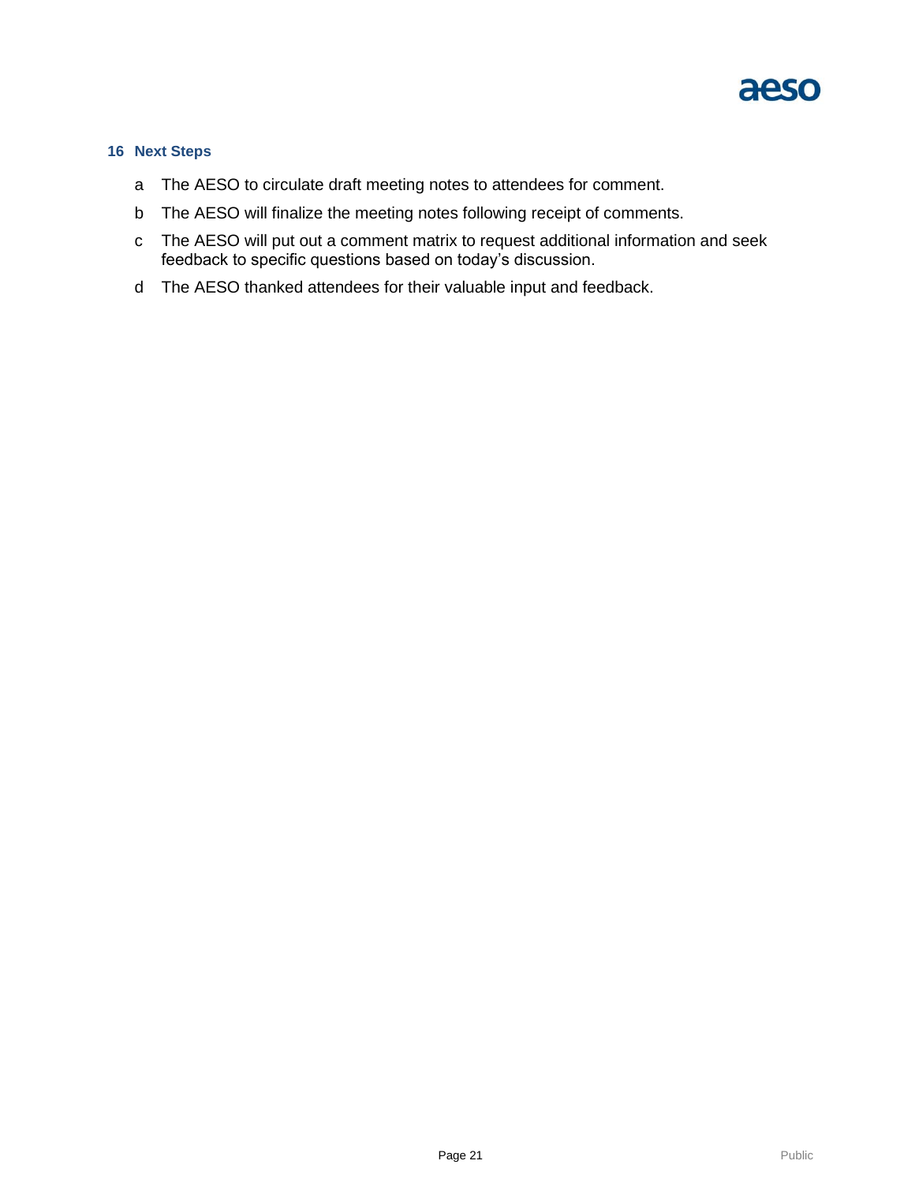## 16 Next Steps

a The AESO to circulate draft meeting notes to attendees for comment.

b The AESO will finalize the meeting notes following receipt of comments.

c The AESO will put out a comment matrix to request additional information and seek feedback to specific questions based on today's discussion.

d The AESO thanked attendees for their valuable input and feedback.